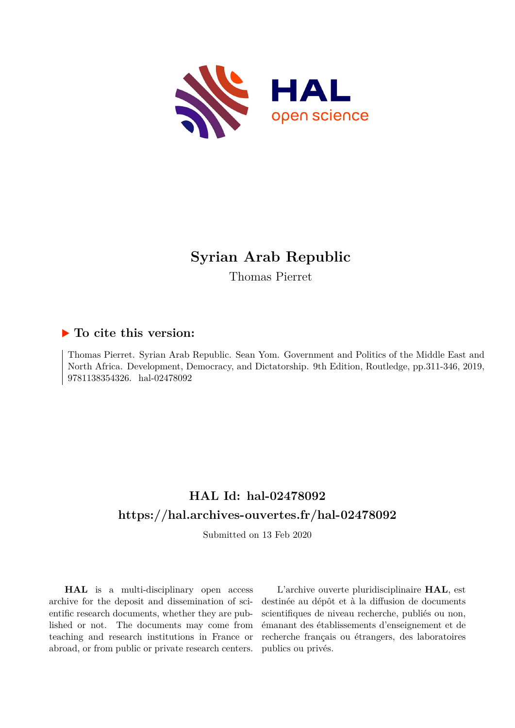# Syrian Arab Republic

Thomas Pierret

## ▶ To cite this version:

Thomas Pierret. Syrian Arab Republic. Sean Yom. Government and Politics of the Middle East and North Africa. Development, Democracy, and Dictatorship. 9th Edition, Routledge, pp.311-346, 2019, 9781138354326. hal-02478092

## HAL Id: hal-02478092

## https://hal.archives-ouvertes.fr/hal-02478092

Submitted on 13 Feb 2020

**HAL** is a multi-disciplinary open access archive for the deposit and dissemination of scientific research documents, whether they are published or not. The documents may come from teaching and research institutions in France or abroad, or from public or private research centers.

L'archive ouverte pluridisciplinaire **HAL**, est destinée au dépôt et à la diffusion de documents scientifiques de niveau recherche, publiés ou non, émanant des établissements d'enseignement et de recherche français ou étrangers, des laboratoires publics ou privés.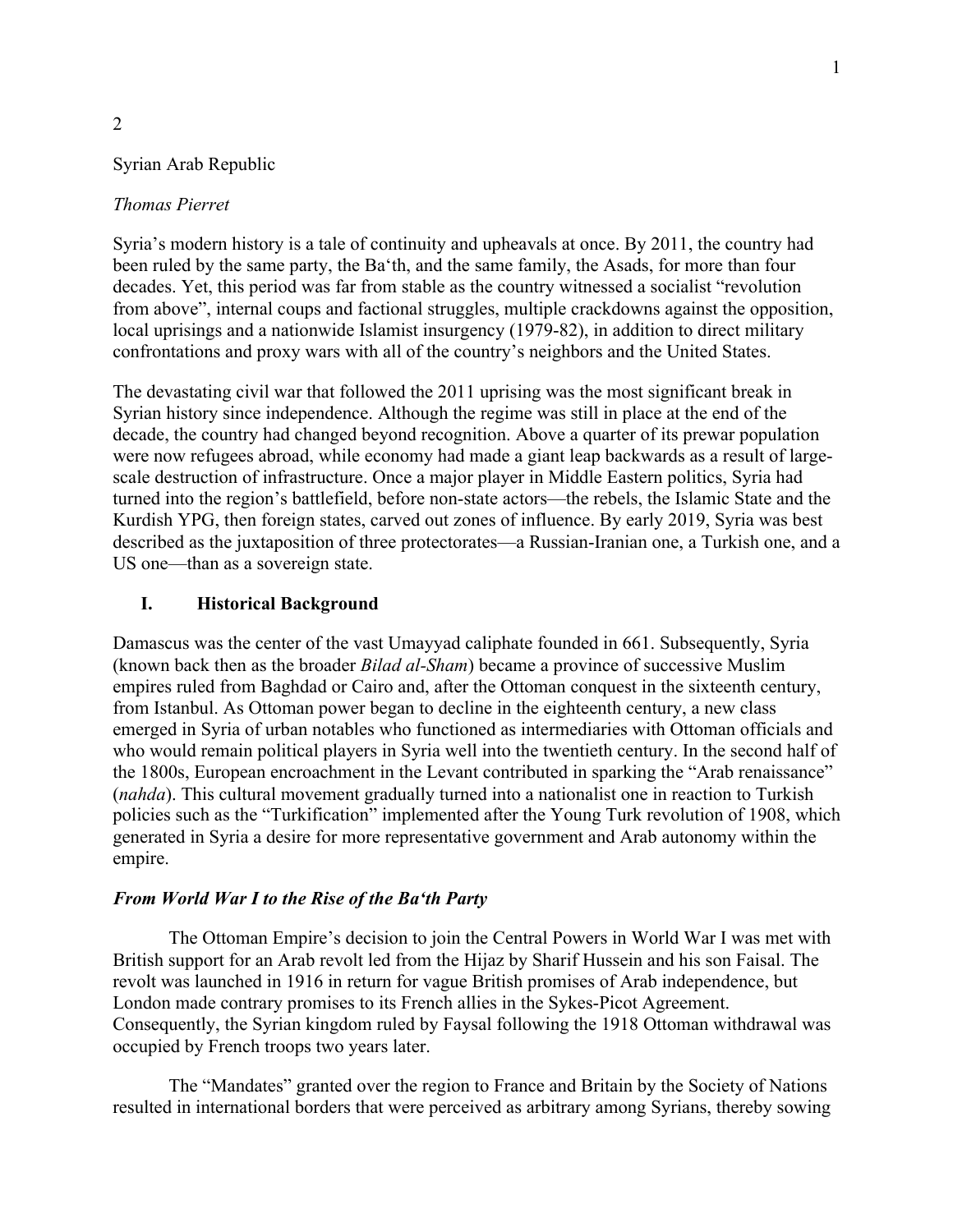2

# Syrian Arab Republic

*Thomas Pierret*

Syria's modern history is a tale of continuity and upheavals at once. By 2011, the country had been ruled by the same party, the Ba'th, and the same family, the Asads, for more than four decades. Yet, this period was far from stable as the country witnessed a socialist "revolution from above", internal coups and factional struggles, multiple crackdowns against the opposition, local uprisings and a nationwide Islamist insurgency (1979-82), in addition to direct military confrontations and proxy wars with all of the country's neighbors and the United States.

The devastating civil war that followed the 2011 uprising was the most significant break in Syrian history since independence. Although the regime was still in place at the end of the decade, the country had changed beyond recognition. Above a quarter of its prewar population were now refugees abroad, while economy had made a giant leap backwards as a result of large-scale destruction of infrastructure. Once a major player in Middle Eastern politics, Syria had turned into the region's battlefield, before non-state actors—the rebels, the Islamic State and the Kurdish YPG, then foreign states, carved out zones of influence. By early 2019, Syria was best described as the juxtaposition of three protectorates—a Russian-Iranian one, a Turkish one, and a US one—than as a sovereign state.

## I. Historical Background

Damascus was the center of the vast Umayyad caliphate founded in 661. Subsequently, Syria (known back then as the broader *Bilad al-Sham*) became a province of successive Muslim empires ruled from Baghdad or Cairo and, after the Ottoman conquest in the sixteenth century, from Istanbul. As Ottoman power began to decline in the eighteenth century, a new class emerged in Syria of urban notables who functioned as intermediaries with Ottoman officials and who would remain political players in Syria well into the twentieth century. In the second half of the 1800s, European encroachment in the Levant contributed in sparking the "Arab renaissance" (*nahda*). This cultural movement gradually turned into a nationalist one in reaction to Turkish policies such as the "Turkification" implemented after the Young Turk revolution of 1908, which generated in Syria a desire for more representative government and Arab autonomy within the empire.

### *From World War I to the Rise of the Ba'th Party*

The Ottoman Empire's decision to join the Central Powers in World War I was met with British support for an Arab revolt led from the Hijaz by Sharif Hussein and his son Faisal. The revolt was launched in 1916 in return for vague British promises of Arab independence, but London made contrary promises to its French allies in the Sykes-Picot Agreement. Consequently, the Syrian kingdom ruled by Faysal following the 1918 Ottoman withdrawal was occupied by French troops two years later.

The "Mandates" granted over the region to France and Britain by the Society of Nations resulted in international borders that were perceived as arbitrary among Syrians, thereby sowing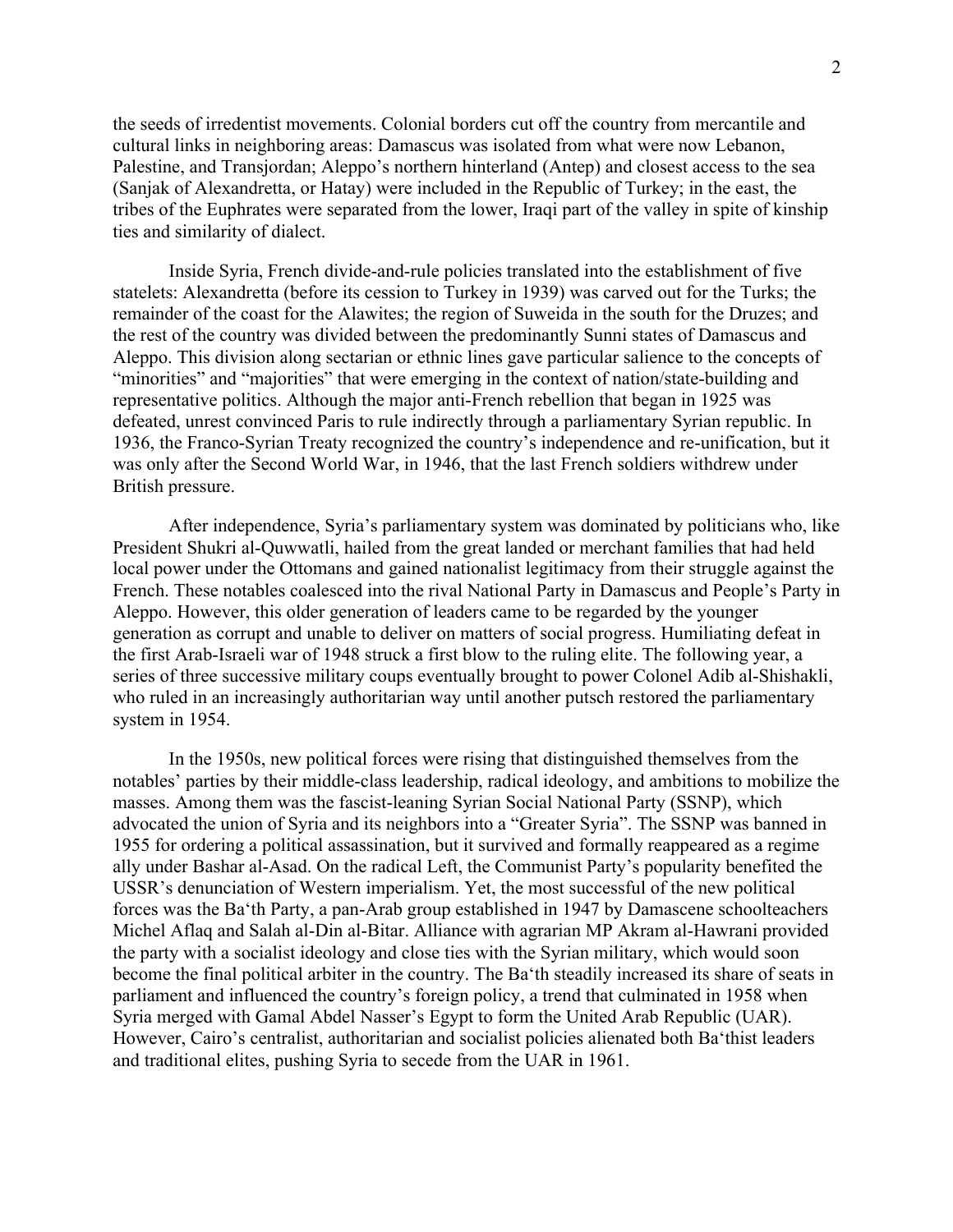the seeds of irredentist movements. Colonial borders cut off the country from mercantile and cultural links in neighboring areas: Damascus was isolated from what were now Lebanon, Palestine, and Transjordan; Aleppo's northern hinterland (Antep) and closest access to the sea (Sanjak of Alexandretta, or Hatay) were included in the Republic of Turkey; in the east, the tribes of the Euphrates were separated from the lower, Iraqi part of the valley in spite of kinship ties and similarity of dialect.

Inside Syria, French divide-and-rule policies translated into the establishment of five statelets: Alexandretta (before its cession to Turkey in 1939) was carved out for the Turks; the remainder of the coast for the Alawites; the region of Suweida in the south for the Druzes; and the rest of the country was divided between the predominantly Sunni states of Damascus and Aleppo. This division along sectarian or ethnic lines gave particular salience to the concepts of "minorities" and "majorities" that were emerging in the context of nation/state-building and representative politics. Although the major anti-French rebellion that began in 1925 was defeated, unrest convinced Paris to rule indirectly through a parliamentary Syrian republic. In 1936, the Franco-Syrian Treaty recognized the country's independence and re-unification, but it was only after the Second World War, in 1946, that the last French soldiers withdrew under British pressure.

After independence, Syria's parliamentary system was dominated by politicians who, like President Shukri al-Quwwatli, hailed from the great landed or merchant families that had held local power under the Ottomans and gained nationalist legitimacy from their struggle against the French. These notables coalesced into the rival National Party in Damascus and People's Party in Aleppo. However, this older generation of leaders came to be regarded by the younger generation as corrupt and unable to deliver on matters of social progress. Humiliating defeat in the first Arab-Israeli war of 1948 struck a first blow to the ruling elite. The following year, a series of three successive military coups eventually brought to power Colonel Adib al-Shishakli, who ruled in an increasingly authoritarian way until another putsch restored the parliamentary system in 1954.

In the 1950s, new political forces were rising that distinguished themselves from the notables' parties by their middle-class leadership, radical ideology, and ambitions to mobilize the masses. Among them was the fascist-leaning Syrian Social National Party (SSNP), which advocated the union of Syria and its neighbors into a "Greater Syria". The SSNP was banned in 1955 for ordering a political assassination, but it survived and formally reappeared as a regime ally under Bashar al-Asad. On the radical Left, the Communist Party's popularity benefited the USSR's denunciation of Western imperialism. Yet, the most successful of the new political forces was the Ba'th Party, a pan-Arab group established in 1947 by Damascene schoolteachers Michel Aflaq and Salah al-Din al-Bitar. Alliance with agrarian MP Akram al-Hawrani provided the party with a socialist ideology and close ties with the Syrian military, which would soon become the final political arbiter in the country. The Ba'th steadily increased its share of seats in parliament and influenced the country's foreign policy, a trend that culminated in 1958 when Syria merged with Gamal Abdel Nasser's Egypt to form the United Arab Republic (UAR). However, Cairo's centralist, authoritarian and socialist policies alienated both Ba'thist leaders and traditional elites, pushing Syria to secede from the UAR in 1961.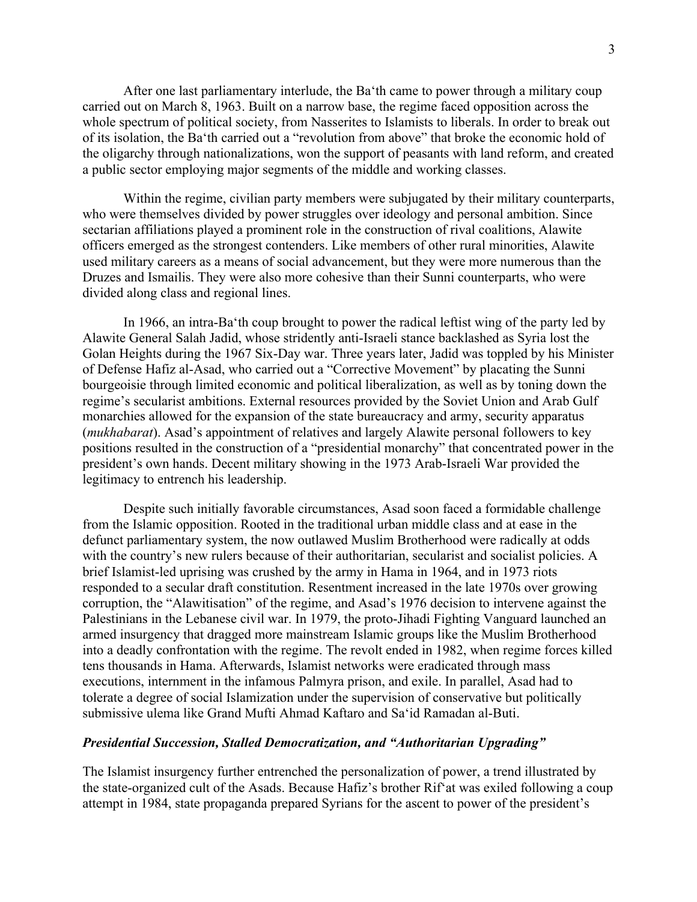After one last parliamentary interlude, the Ba‘th came to power through a military coup carried out on March 8, 1963. Built on a narrow base, the regime faced opposition across the whole spectrum of political society, from Nasserites to Islamists to liberals. In order to break out of its isolation, the Ba‘th carried out a "revolution from above" that broke the economic hold of the oligarchy through nationalizations, won the support of peasants with land reform, and created a public sector employing major segments of the middle and working classes.

Within the regime, civilian party members were subjugated by their military counterparts, who were themselves divided by power struggles over ideology and personal ambition. Since sectarian affiliations played a prominent role in the construction of rival coalitions, Alawite officers emerged as the strongest contenders. Like members of other rural minorities, Alawite used military careers as a means of social advancement, but they were more numerous than the Druzes and Ismailis. They were also more cohesive than their Sunni counterparts, who were divided along class and regional lines.

In 1966, an intra-Ba‘th coup brought to power the radical leftist wing of the party led by Alawite General Salah Jadid, whose stridently anti-Israeli stance backlashed as Syria lost the Golan Heights during the 1967 Six-Day war. Three years later, Jadid was toppled by his Minister of Defense Hafiz al-Asad, who carried out a "Corrective Movement" by placating the Sunni bourgeoisie through limited economic and political liberalization, as well as by toning down the regime's secularist ambitions. External resources provided by the Soviet Union and Arab Gulf monarchies allowed for the expansion of the state bureaucracy and army, security apparatus (*mukhabarat*). Asad's appointment of relatives and largely Alawite personal followers to key positions resulted in the construction of a "presidential monarchy" that concentrated power in the president's own hands. Decent military showing in the 1973 Arab-Israeli War provided the legitimacy to entrench his leadership.

Despite such initially favorable circumstances, Asad soon faced a formidable challenge from the Islamic opposition. Rooted in the traditional urban middle class and at ease in the defunct parliamentary system, the now outlawed Muslim Brotherhood were radically at odds with the country's new rulers because of their authoritarian, secularist and socialist policies. A brief Islamist-led uprising was crushed by the army in Hama in 1964, and in 1973 riots responded to a secular draft constitution. Resentment increased in the late 1970s over growing corruption, the "Alawitisation" of the regime, and Asad's 1976 decision to intervene against the Palestinians in the Lebanese civil war. In 1979, the proto-Jihadi Fighting Vanguard launched an armed insurgency that dragged more mainstream Islamic groups like the Muslim Brotherhood into a deadly confrontation with the regime. The revolt ended in 1982, when regime forces killed tens thousands in Hama. Afterwards, Islamist networks were eradicated through mass executions, internment in the infamous Palmyra prison, and exile. In parallel, Asad had to tolerate a degree of social Islamization under the supervision of conservative but politically submissive ulema like Grand Mufti Ahmad Kaftaro and Sa‘id Ramadan al-Buti.

### *Presidential Succession, Stalled Democratization, and "Authoritarian Upgrading"*

The Islamist insurgency further entrenched the personalization of power, a trend illustrated by the state-organized cult of the Asads. Because Hafiz's brother Rif‘at was exiled following a coup attempt in 1984, state propaganda prepared Syrians for the ascent to power of the president's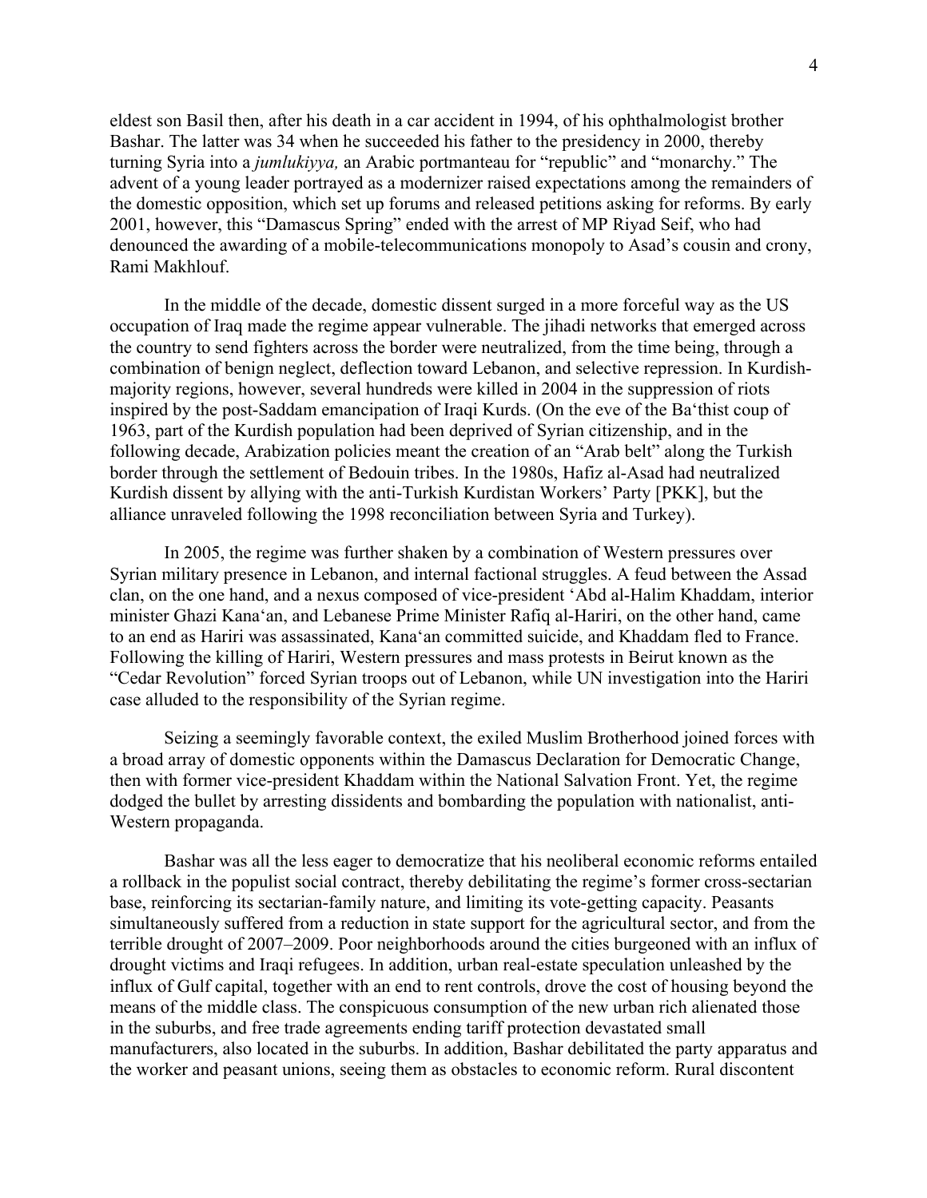eldest son Basil then, after his death in a car accident in 1994, of his ophthalmologist brother Bashar. The latter was 34 when he succeeded his father to the presidency in 2000, thereby turning Syria into a *jumlukiyya,* an Arabic portmanteau for "republic" and "monarchy." The advent of a young leader portrayed as a modernizer raised expectations among the remainders of the domestic opposition, which set up forums and released petitions asking for reforms. By early 2001, however, this "Damascus Spring" ended with the arrest of MP Riyad Seif, who had denounced the awarding of a mobile-telecommunications monopoly to Asad's cousin and crony, Rami Makhlouf.

In the middle of the decade, domestic dissent surged in a more forceful way as the US occupation of Iraq made the regime appear vulnerable. The jihadi networks that emerged across the country to send fighters across the border were neutralized, from the time being, through a combination of benign neglect, deflection toward Lebanon, and selective repression. In Kurdish-majority regions, however, several hundreds were killed in 2004 in the suppression of riots inspired by the post-Saddam emancipation of Iraqi Kurds. (On the eve of the Ba'thist coup of 1963, part of the Kurdish population had been deprived of Syrian citizenship, and in the following decade, Arabization policies meant the creation of an "Arab belt" along the Turkish border through the settlement of Bedouin tribes. In the 1980s, Hafiz al-Asad had neutralized Kurdish dissent by allying with the anti-Turkish Kurdistan Workers' Party [PKK], but the alliance unraveled following the 1998 reconciliation between Syria and Turkey).

In 2005, the regime was further shaken by a combination of Western pressures over Syrian military presence in Lebanon, and internal factional struggles. A feud between the Assad clan, on the one hand, and a nexus composed of vice-president 'Abd al-Halim Khaddam, interior minister Ghazi Kana'an, and Lebanese Prime Minister Rafiq al-Hariri, on the other hand, came to an end as Hariri was assassinated, Kana'an committed suicide, and Khaddam fled to France. Following the killing of Hariri, Western pressures and mass protests in Beirut known as the "Cedar Revolution" forced Syrian troops out of Lebanon, while UN investigation into the Hariri case alluded to the responsibility of the Syrian regime.

Seizing a seemingly favorable context, the exiled Muslim Brotherhood joined forces with a broad array of domestic opponents within the Damascus Declaration for Democratic Change, then with former vice-president Khaddam within the National Salvation Front. Yet, the regime dodged the bullet by arresting dissidents and bombarding the population with nationalist, anti-Western propaganda.

Bashar was all the less eager to democratize that his neoliberal economic reforms entailed a rollback in the populist social contract, thereby debilitating the regime's former cross-sectarian base, reinforcing its sectarian-family nature, and limiting its vote-getting capacity. Peasants simultaneously suffered from a reduction in state support for the agricultural sector, and from the terrible drought of 2007–2009. Poor neighborhoods around the cities burgeoned with an influx of drought victims and Iraqi refugees. In addition, urban real-estate speculation unleashed by the influx of Gulf capital, together with an end to rent controls, drove the cost of housing beyond the means of the middle class. The conspicuous consumption of the new urban rich alienated those in the suburbs, and free trade agreements ending tariff protection devastated small manufacturers, also located in the suburbs. In addition, Bashar debilitated the party apparatus and the worker and peasant unions, seeing them as obstacles to economic reform. Rural discontent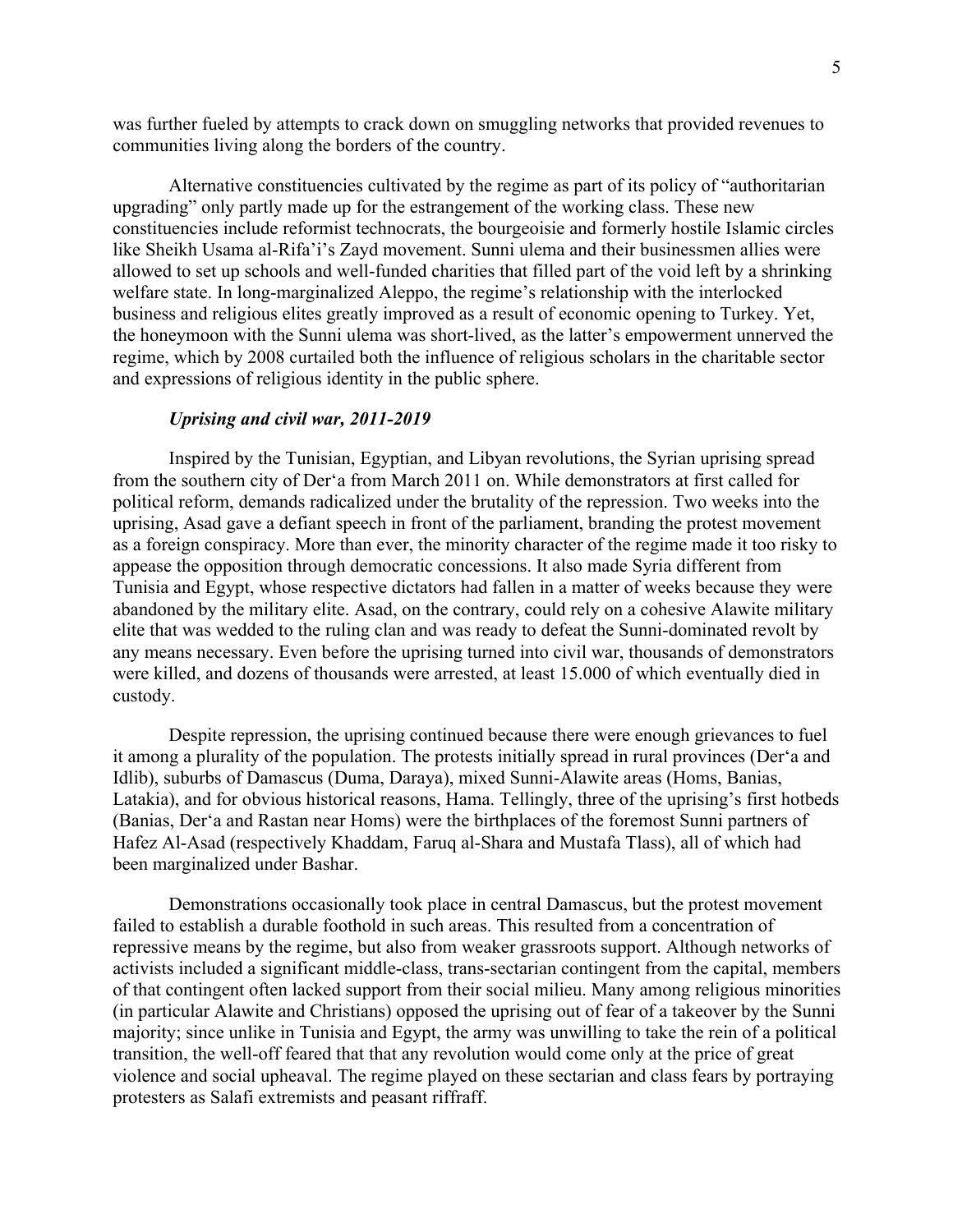was further fueled by attempts to crack down on smuggling networks that provided revenues to communities living along the borders of the country.

Alternative constituencies cultivated by the regime as part of its policy of "authoritarian upgrading" only partly made up for the estrangement of the working class. These new constituencies include reformist technocrats, the bourgeoisie and formerly hostile Islamic circles like Sheikh Usama al-Rifa'i's Zayd movement. Sunni ulema and their businessmen allies were allowed to set up schools and well-funded charities that filled part of the void left by a shrinking welfare state. In long-marginalized Aleppo, the regime's relationship with the interlocked business and religious elites greatly improved as a result of economic opening to Turkey. Yet, the honeymoon with the Sunni ulema was short-lived, as the latter's empowerment unnerved the regime, which by 2008 curtailed both the influence of religious scholars in the charitable sector and expressions of religious identity in the public sphere.

### *Uprising and civil war, 2011-2019*

Inspired by the Tunisian, Egyptian, and Libyan revolutions, the Syrian uprising spread from the southern city of Der'a from March 2011 on. While demonstrators at first called for political reform, demands radicalized under the brutality of the repression. Two weeks into the uprising, Asad gave a defiant speech in front of the parliament, branding the protest movement as a foreign conspiracy. More than ever, the minority character of the regime made it too risky to appease the opposition through democratic concessions. It also made Syria different from Tunisia and Egypt, whose respective dictators had fallen in a matter of weeks because they were abandoned by the military elite. Asad, on the contrary, could rely on a cohesive Alawite military elite that was wedded to the ruling clan and was ready to defeat the Sunni-dominated revolt by any means necessary. Even before the uprising turned into civil war, thousands of demonstrators were killed, and dozens of thousands were arrested, at least 15.000 of which eventually died in custody.

Despite repression, the uprising continued because there were enough grievances to fuel it among a plurality of the population. The protests initially spread in rural provinces (Der'a and Idlib), suburbs of Damascus (Duma, Daraya), mixed Sunni-Alawite areas (Homs, Banias, Latakia), and for obvious historical reasons, Hama. Tellingly, three of the uprising's first hotbeds (Banias, Der'a and Rastan near Homs) were the birthplaces of the foremost Sunni partners of Hafez Al-Asad (respectively Khaddam, Faruq al-Shara and Mustafa Tlass), all of which had been marginalized under Bashar.

Demonstrations occasionally took place in central Damascus, but the protest movement failed to establish a durable foothold in such areas. This resulted from a concentration of repressive means by the regime, but also from weaker grassroots support. Although networks of activists included a significant middle-class, trans-sectarian contingent from the capital, members of that contingent often lacked support from their social milieu. Many among religious minorities (in particular Alawite and Christians) opposed the uprising out of fear of a takeover by the Sunni majority; since unlike in Tunisia and Egypt, the army was unwilling to take the rein of a political transition, the well-off feared that that any revolution would come only at the price of great violence and social upheaval. The regime played on these sectarian and class fears by portraying protesters as Salafi extremists and peasant riffraff.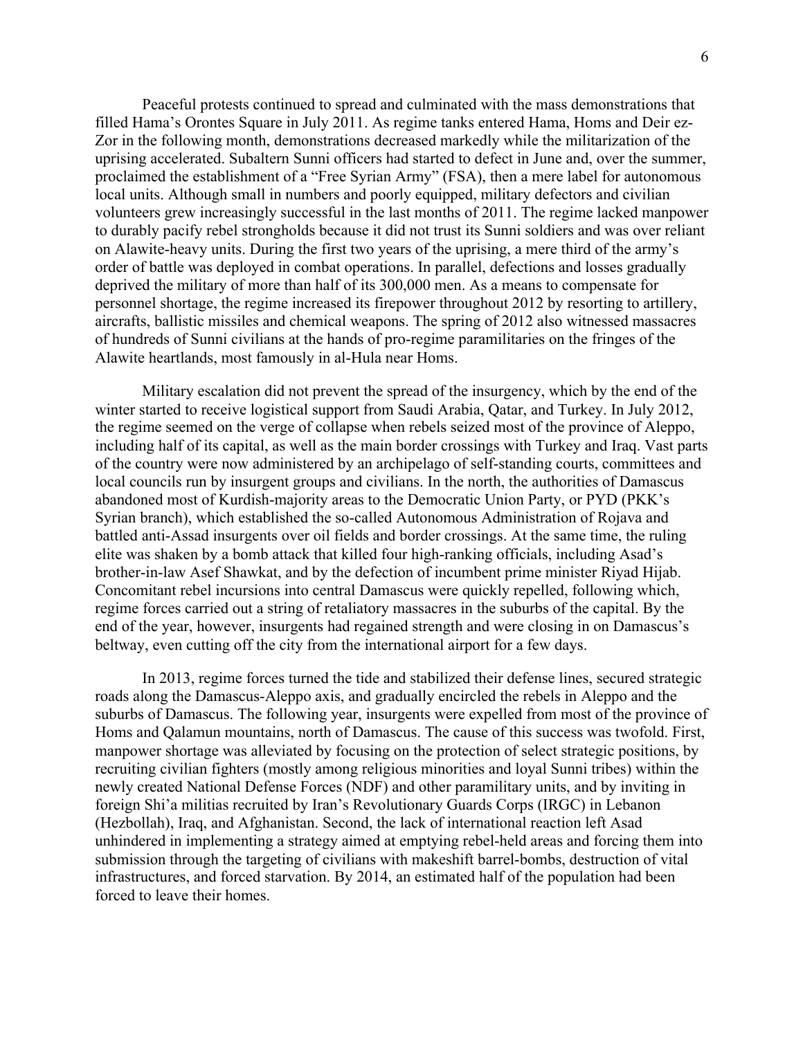Peaceful protests continued to spread and culminated with the mass demonstrations that filled Hama's Orontes Square in July 2011. As regime tanks entered Hama, Homs and Deir ez-Zor in the following month, demonstrations decreased markedly while the militarization of the uprising accelerated. Subaltern Sunni officers had started to defect in June and, over the summer, proclaimed the establishment of a "Free Syrian Army" (FSA), then a mere label for autonomous local units. Although small in numbers and poorly equipped, military defectors and civilian volunteers grew increasingly successful in the last months of 2011. The regime lacked manpower to durably pacify rebel strongholds because it did not trust its Sunni soldiers and was over reliant on Alawite-heavy units. During the first two years of the uprising, a mere third of the army's order of battle was deployed in combat operations. In parallel, defections and losses gradually deprived the military of more than half of its 300,000 men. As a means to compensate for personnel shortage, the regime increased its firepower throughout 2012 by resorting to artillery, aircrafts, ballistic missiles and chemical weapons. The spring of 2012 also witnessed massacres of hundreds of Sunni civilians at the hands of pro-regime paramilitaries on the fringes of the Alawite heartlands, most famously in al-Hula near Homs.

Military escalation did not prevent the spread of the insurgency, which by the end of the winter started to receive logistical support from Saudi Arabia, Qatar, and Turkey. In July 2012, the regime seemed on the verge of collapse when rebels seized most of the province of Aleppo, including half of its capital, as well as the main border crossings with Turkey and Iraq. Vast parts of the country were now administered by an archipelago of self-standing courts, committees and local councils run by insurgent groups and civilians. In the north, the authorities of Damascus abandoned most of Kurdish-majority areas to the Democratic Union Party, or PYD (PKK's Syrian branch), which established the so-called Autonomous Administration of Rojava and battled anti-Assad insurgents over oil fields and border crossings. At the same time, the ruling elite was shaken by a bomb attack that killed four high-ranking officials, including Asad's brother-in-law Asef Shawkat, and by the defection of incumbent prime minister Riyad Hijab. Concomitant rebel incursions into central Damascus were quickly repelled, following which, regime forces carried out a string of retaliatory massacres in the suburbs of the capital. By the end of the year, however, insurgents had regained strength and were closing in on Damascus's beltway, even cutting off the city from the international airport for a few days.

In 2013, regime forces turned the tide and stabilized their defense lines, secured strategic roads along the Damascus-Aleppo axis, and gradually encircled the rebels in Aleppo and the suburbs of Damascus. The following year, insurgents were expelled from most of the province of Homs and Qalamun mountains, north of Damascus. The cause of this success was twofold. First, manpower shortage was alleviated by focusing on the protection of select strategic positions, by recruiting civilian fighters (mostly among religious minorities and loyal Sunni tribes) within the newly created National Defense Forces (NDF) and other paramilitary units, and by inviting in foreign Shi'a militias recruited by Iran's Revolutionary Guards Corps (IRGC) in Lebanon (Hezbollah), Iraq, and Afghanistan. Second, the lack of international reaction left Asad unhindered in implementing a strategy aimed at emptying rebel-held areas and forcing them into submission through the targeting of civilians with makeshift barrel-bombs, destruction of vital infrastructures, and forced starvation. By 2014, an estimated half of the population had been forced to leave their homes.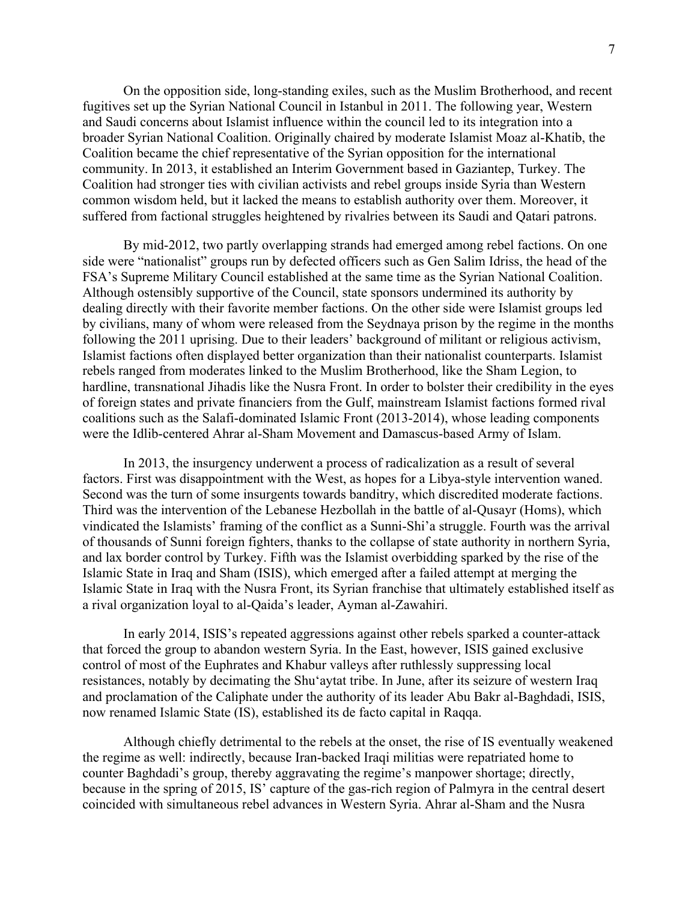On the opposition side, long-standing exiles, such as the Muslim Brotherhood, and recent fugitives set up the Syrian National Council in Istanbul in 2011. The following year, Western and Saudi concerns about Islamist influence within the council led to its integration into a broader Syrian National Coalition. Originally chaired by moderate Islamist Moaz al-Khatib, the Coalition became the chief representative of the Syrian opposition for the international community. In 2013, it established an Interim Government based in Gaziantep, Turkey. The Coalition had stronger ties with civilian activists and rebel groups inside Syria than Western common wisdom held, but it lacked the means to establish authority over them. Moreover, it suffered from factional struggles heightened by rivalries between its Saudi and Qatari patrons.

By mid-2012, two partly overlapping strands had emerged among rebel factions. On one side were "nationalist" groups run by defected officers such as Gen Salim Idriss, the head of the FSA's Supreme Military Council established at the same time as the Syrian National Coalition. Although ostensibly supportive of the Council, state sponsors undermined its authority by dealing directly with their favorite member factions. On the other side were Islamist groups led by civilians, many of whom were released from the Seydnaya prison by the regime in the months following the 2011 uprising. Due to their leaders' background of militant or religious activism, Islamist factions often displayed better organization than their nationalist counterparts. Islamist rebels ranged from moderates linked to the Muslim Brotherhood, like the Sham Legion, to hardline, transnational Jihadis like the Nusra Front. In order to bolster their credibility in the eyes of foreign states and private financiers from the Gulf, mainstream Islamist factions formed rival coalitions such as the Salafi-dominated Islamic Front (2013-2014), whose leading components were the Idlib-centered Ahrar al-Sham Movement and Damascus-based Army of Islam.

In 2013, the insurgency underwent a process of radicalization as a result of several factors. First was disappointment with the West, as hopes for a Libya-style intervention waned. Second was the turn of some insurgents towards banditry, which discredited moderate factions. Third was the intervention of the Lebanese Hezbollah in the battle of al-Qusayr (Homs), which vindicated the Islamists' framing of the conflict as a Sunni-Shi'a struggle. Fourth was the arrival of thousands of Sunni foreign fighters, thanks to the collapse of state authority in northern Syria, and lax border control by Turkey. Fifth was the Islamist overbidding sparked by the rise of the Islamic State in Iraq and Sham (ISIS), which emerged after a failed attempt at merging the Islamic State in Iraq with the Nusra Front, its Syrian franchise that ultimately established itself as a rival organization loyal to al-Qaida's leader, Ayman al-Zawahiri.

In early 2014, ISIS's repeated aggressions against other rebels sparked a counter-attack that forced the group to abandon western Syria. In the East, however, ISIS gained exclusive control of most of the Euphrates and Khabur valleys after ruthlessly suppressing local resistances, notably by decimating the Shu'aytat tribe. In June, after its seizure of western Iraq and proclamation of the Caliphate under the authority of its leader Abu Bakr al-Baghdadi, ISIS, now renamed Islamic State (IS), established its de facto capital in Raqqa.

Although chiefly detrimental to the rebels at the onset, the rise of IS eventually weakened the regime as well: indirectly, because Iran-backed Iraqi militias were repatriated home to counter Baghdadi's group, thereby aggravating the regime's manpower shortage; directly, because in the spring of 2015, IS' capture of the gas-rich region of Palmyra in the central desert coincided with simultaneous rebel advances in Western Syria. Ahrar al-Sham and the Nusra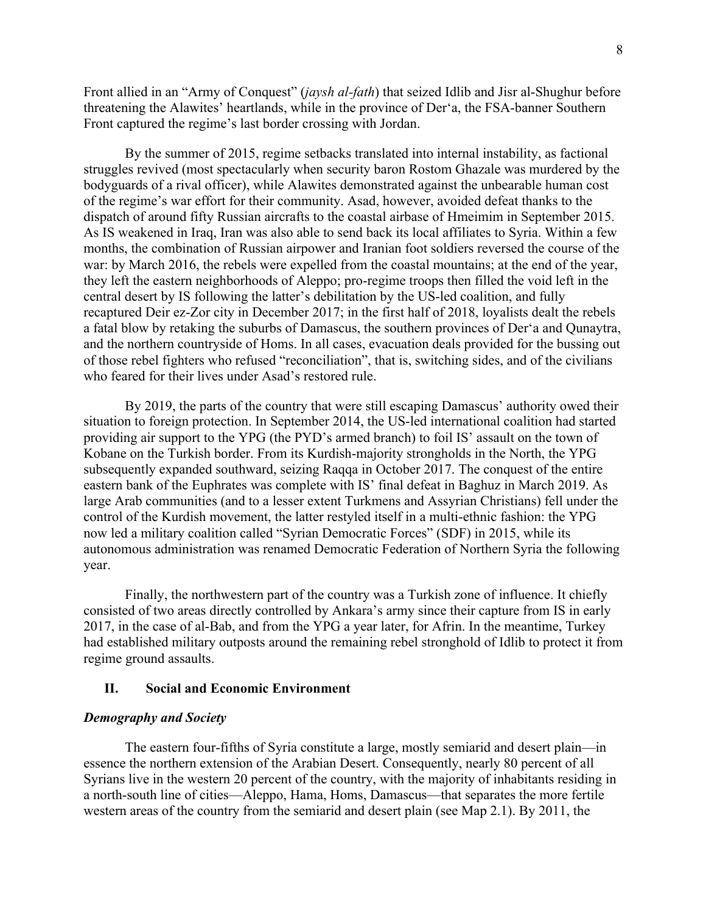Front allied in an "Army of Conquest" (*jaysh al-fath*) that seized Idlib and Jisr al-Shughur before threatening the Alawites' heartlands, while in the province of Der'a, the FSA-banner Southern Front captured the regime's last border crossing with Jordan.

By the summer of 2015, regime setbacks translated into internal instability, as factional struggles revived (most spectacularly when security baron Rostom Ghazale was murdered by the bodyguards of a rival officer), while Alawites demonstrated against the unbearable human cost of the regime's war effort for their community. Asad, however, avoided defeat thanks to the dispatch of around fifty Russian aircrafts to the coastal airbase of Hmeimim in September 2015. As IS weakened in Iraq, Iran was also able to send back its local affiliates to Syria. Within a few months, the combination of Russian airpower and Iranian foot soldiers reversed the course of the war: by March 2016, the rebels were expelled from the coastal mountains; at the end of the year, they left the eastern neighborhoods of Aleppo; pro-regime troops then filled the void left in the central desert by IS following the latter's debilitation by the US-led coalition, and fully recaptured Deir ez-Zor city in December 2017; in the first half of 2018, loyalists dealt the rebels a fatal blow by retaking the suburbs of Damascus, the southern provinces of Der'a and Qunaytra, and the northern countryside of Homs. In all cases, evacuation deals provided for the bussing out of those rebel fighters who refused "reconciliation", that is, switching sides, and of the civilians who feared for their lives under Asad's restored rule.

By 2019, the parts of the country that were still escaping Damascus' authority owed their situation to foreign protection. In September 2014, the US-led international coalition had started providing air support to the YPG (the PYD's armed branch) to foil IS' assault on the town of Kobane on the Turkish border. From its Kurdish-majority strongholds in the North, the YPG subsequently expanded southward, seizing Raqqa in October 2017. The conquest of the entire eastern bank of the Euphrates was complete with IS' final defeat in Baghuz in March 2019. As large Arab communities (and to a lesser extent Turkmens and Assyrian Christians) fell under the control of the Kurdish movement, the latter restyled itself in a multi-ethnic fashion: the YPG now led a military coalition called "Syrian Democratic Forces" (SDF) in 2015, while its autonomous administration was renamed Democratic Federation of Northern Syria the following year.

Finally, the northwestern part of the country was a Turkish zone of influence. It chiefly consisted of two areas directly controlled by Ankara's army since their capture from IS in early 2017, in the case of al-Bab, and from the YPG a year later, for Afrin. In the meantime, Turkey had established military outposts around the remaining rebel stronghold of Idlib to protect it from regime ground assaults.

## II. Social and Economic Environment

### *Demography and Society*

The eastern four-fifths of Syria constitute a large, mostly semiarid and desert plain—in essence the northern extension of the Arabian Desert. Consequently, nearly 80 percent of all Syrians live in the western 20 percent of the country, with the majority of inhabitants residing in a north-south line of cities—Aleppo, Hama, Homs, Damascus—that separates the more fertile western areas of the country from the semiarid and desert plain (see Map 2.1). By 2011, the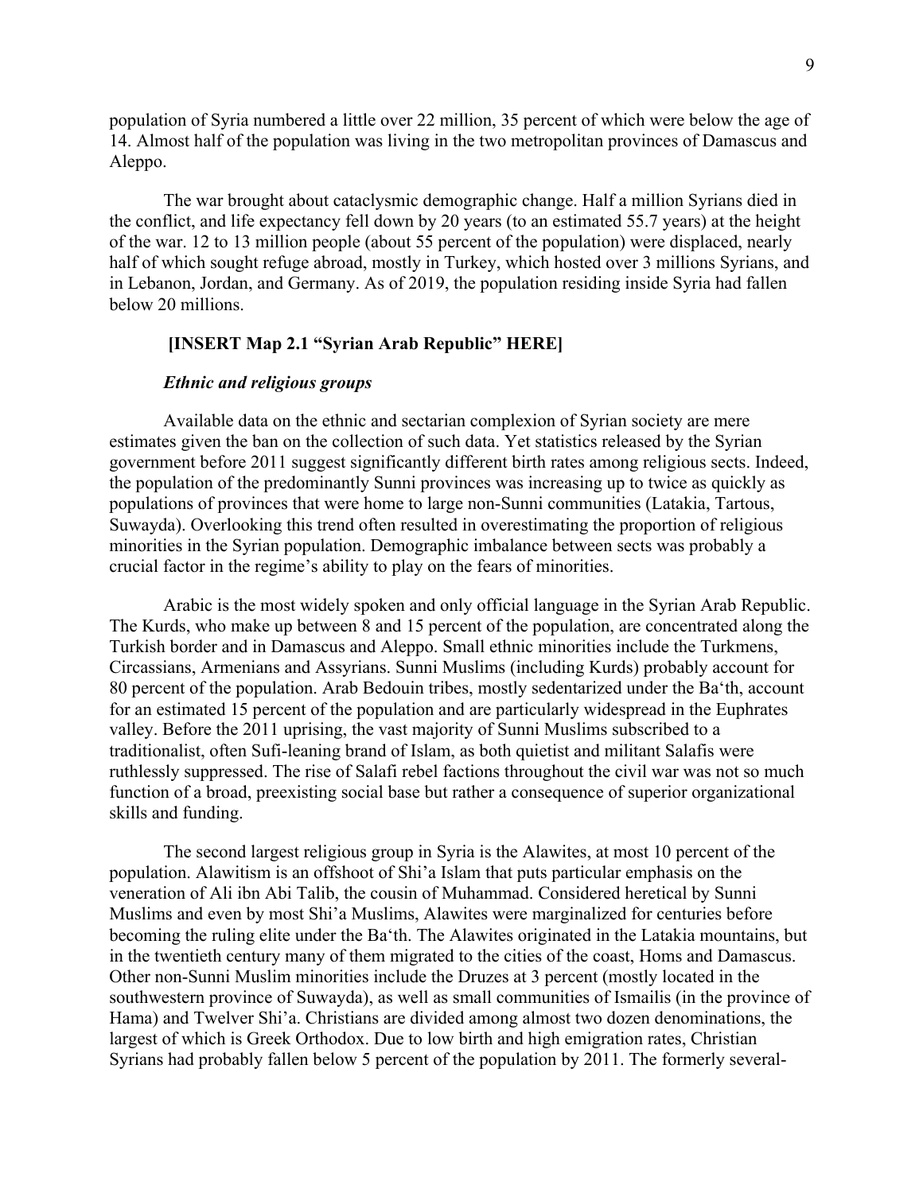population of Syria numbered a little over 22 million, 35 percent of which were below the age of 14. Almost half of the population was living in the two metropolitan provinces of Damascus and Aleppo.

The war brought about cataclysmic demographic change. Half a million Syrians died in the conflict, and life expectancy fell down by 20 years (to an estimated 55.7 years) at the height of the war. 12 to 13 million people (about 55 percent of the population) were displaced, nearly half of which sought refuge abroad, mostly in Turkey, which hosted over 3 millions Syrians, and in Lebanon, Jordan, and Germany. As of 2019, the population residing inside Syria had fallen below 20 millions.

**[INSERT Map 2.1 "Syrian Arab Republic" HERE]**

***Ethnic and religious groups***

Available data on the ethnic and sectarian complexion of Syrian society are mere estimates given the ban on the collection of such data. Yet statistics released by the Syrian government before 2011 suggest significantly different birth rates among religious sects. Indeed, the population of the predominantly Sunni provinces was increasing up to twice as quickly as populations of provinces that were home to large non-Sunni communities (Latakia, Tartous, Suwayda). Overlooking this trend often resulted in overestimating the proportion of religious minorities in the Syrian population. Demographic imbalance between sects was probably a crucial factor in the regime's ability to play on the fears of minorities.

Arabic is the most widely spoken and only official language in the Syrian Arab Republic. The Kurds, who make up between 8 and 15 percent of the population, are concentrated along the Turkish border and in Damascus and Aleppo. Small ethnic minorities include the Turkmens, Circassians, Armenians and Assyrians. Sunni Muslims (including Kurds) probably account for 80 percent of the population. Arab Bedouin tribes, mostly sedentarized under the Ba'th, account for an estimated 15 percent of the population and are particularly widespread in the Euphrates valley. Before the 2011 uprising, the vast majority of Sunni Muslims subscribed to a traditionalist, often Sufi-leaning brand of Islam, as both quietist and militant Salafis were ruthlessly suppressed. The rise of Salafi rebel factions throughout the civil war was not so much function of a broad, preexisting social base but rather a consequence of superior organizational skills and funding.

The second largest religious group in Syria is the Alawites, at most 10 percent of the population. Alawitism is an offshoot of Shi'a Islam that puts particular emphasis on the veneration of Ali ibn Abi Talib, the cousin of Muhammad. Considered heretical by Sunni Muslims and even by most Shi'a Muslims, Alawites were marginalized for centuries before becoming the ruling elite under the Ba'th. The Alawites originated in the Latakia mountains, but in the twentieth century many of them migrated to the cities of the coast, Homs and Damascus. Other non-Sunni Muslim minorities include the Druzes at 3 percent (mostly located in the southwestern province of Suwayda), as well as small communities of Ismailis (in the province of Hama) and Twelver Shi'a. Christians are divided among almost two dozen denominations, the largest of which is Greek Orthodox. Due to low birth and high emigration rates, Christian Syrians had probably fallen below 5 percent of the population by 2011. The formerly several-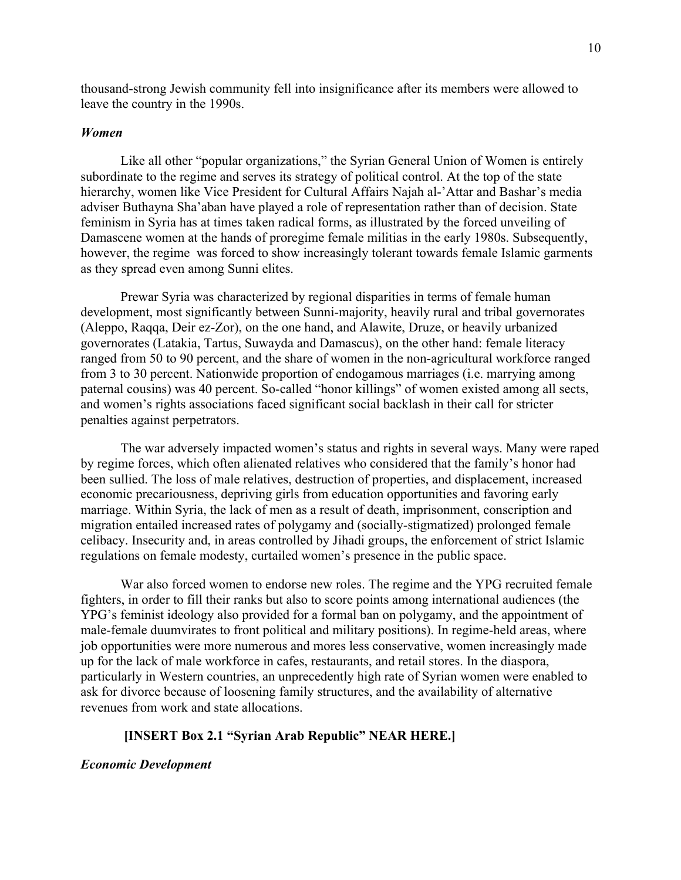thousand-strong Jewish community fell into insignificance after its members were allowed to leave the country in the 1990s.

### *Women*

Like all other "popular organizations," the Syrian General Union of Women is entirely subordinate to the regime and serves its strategy of political control. At the top of the state hierarchy, women like Vice President for Cultural Affairs Najah al-'Attar and Bashar's media adviser Buthayna Sha'aban have played a role of representation rather than of decision. State feminism in Syria has at times taken radical forms, as illustrated by the forced unveiling of Damascene women at the hands of proregime female militias in the early 1980s. Subsequently, however, the regime was forced to show increasingly tolerant towards female Islamic garments as they spread even among Sunni elites.

Prewar Syria was characterized by regional disparities in terms of female human development, most significantly between Sunni-majority, heavily rural and tribal governorates (Aleppo, Raqqa, Deir ez-Zor), on the one hand, and Alawite, Druze, or heavily urbanized governorates (Latakia, Tartus, Suwayda and Damascus), on the other hand: female literacy ranged from 50 to 90 percent, and the share of women in the non-agricultural workforce ranged from 3 to 30 percent. Nationwide proportion of endogamous marriages (i.e. marrying among paternal cousins) was 40 percent. So-called "honor killings" of women existed among all sects, and women's rights associations faced significant social backlash in their call for stricter penalties against perpetrators.

The war adversely impacted women's status and rights in several ways. Many were raped by regime forces, which often alienated relatives who considered that the family's honor had been sullied. The loss of male relatives, destruction of properties, and displacement, increased economic precariousness, depriving girls from education opportunities and favoring early marriage. Within Syria, the lack of men as a result of death, imprisonment, conscription and migration entailed increased rates of polygamy and (socially-stigmatized) prolonged female celibacy. Insecurity and, in areas controlled by Jihadi groups, the enforcement of strict Islamic regulations on female modesty, curtailed women's presence in the public space.

War also forced women to endorse new roles. The regime and the YPG recruited female fighters, in order to fill their ranks but also to score points among international audiences (the YPG's feminist ideology also provided for a formal ban on polygamy, and the appointment of male-female duumvirates to front political and military positions). In regime-held areas, where job opportunities were more numerous and mores less conservative, women increasingly made up for the lack of male workforce in cafes, restaurants, and retail stores. In the diaspora, particularly in Western countries, an unprecedently high rate of Syrian women were enabled to ask for divorce because of loosening family structures, and the availability of alternative revenues from work and state allocations.

**[INSERT Box 2.1 "Syrian Arab Republic" NEAR HERE.]**

### *Economic Development*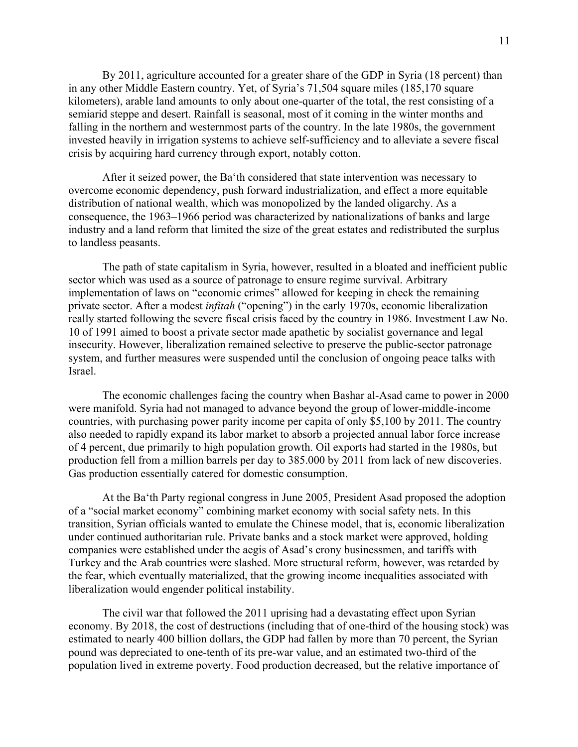By 2011, agriculture accounted for a greater share of the GDP in Syria (18 percent) than in any other Middle Eastern country. Yet, of Syria's 71,504 square miles (185,170 square kilometers), arable land amounts to only about one-quarter of the total, the rest consisting of a semiarid steppe and desert. Rainfall is seasonal, most of it coming in the winter months and falling in the northern and westernmost parts of the country. In the late 1980s, the government invested heavily in irrigation systems to achieve self-sufficiency and to alleviate a severe fiscal crisis by acquiring hard currency through export, notably cotton.

After it seized power, the Ba'th considered that state intervention was necessary to overcome economic dependency, push forward industrialization, and effect a more equitable distribution of national wealth, which was monopolized by the landed oligarchy. As a consequence, the 1963–1966 period was characterized by nationalizations of banks and large industry and a land reform that limited the size of the great estates and redistributed the surplus to landless peasants.

The path of state capitalism in Syria, however, resulted in a bloated and inefficient public sector which was used as a source of patronage to ensure regime survival. Arbitrary implementation of laws on "economic crimes" allowed for keeping in check the remaining private sector. After a modest *infitah* ("opening") in the early 1970s, economic liberalization really started following the severe fiscal crisis faced by the country in 1986. Investment Law No. 10 of 1991 aimed to boost a private sector made apathetic by socialist governance and legal insecurity. However, liberalization remained selective to preserve the public-sector patronage system, and further measures were suspended until the conclusion of ongoing peace talks with Israel.

The economic challenges facing the country when Bashar al-Asad came to power in 2000 were manifold. Syria had not managed to advance beyond the group of lower-middle-income countries, with purchasing power parity income per capita of only $5,100 by 2011. The country also needed to rapidly expand its labor market to absorb a projected annual labor force increase of 4 percent, due primarily to high population growth. Oil exports had started in the 1980s, but production fell from a million barrels per day to 385.000 by 2011 from lack of new discoveries. Gas production essentially catered for domestic consumption.

At the Ba'th Party regional congress in June 2005, President Asad proposed the adoption of a "social market economy" combining market economy with social safety nets. In this transition, Syrian officials wanted to emulate the Chinese model, that is, economic liberalization under continued authoritarian rule. Private banks and a stock market were approved, holding companies were established under the aegis of Asad's crony businessmen, and tariffs with Turkey and the Arab countries were slashed. More structural reform, however, was retarded by the fear, which eventually materialized, that the growing income inequalities associated with liberalization would engender political instability.

The civil war that followed the 2011 uprising had a devastating effect upon Syrian economy. By 2018, the cost of destructions (including that of one-third of the housing stock) was estimated to nearly 400 billion dollars, the GDP had fallen by more than 70 percent, the Syrian pound was depreciated to one-tenth of its pre-war value, and an estimated two-third of the population lived in extreme poverty. Food production decreased, but the relative importance of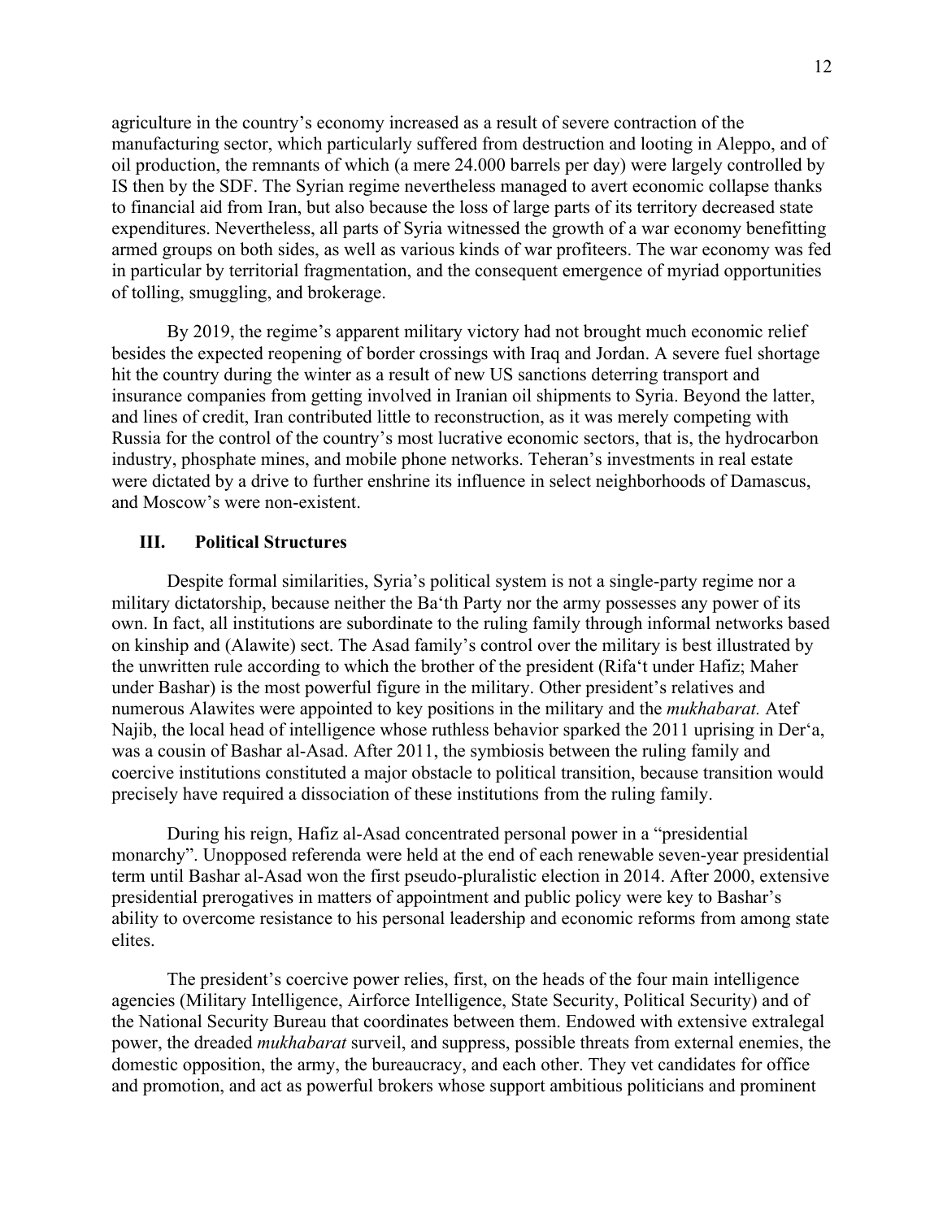agriculture in the country's economy increased as a result of severe contraction of the manufacturing sector, which particularly suffered from destruction and looting in Aleppo, and of oil production, the remnants of which (a mere 24.000 barrels per day) were largely controlled by IS then by the SDF. The Syrian regime nevertheless managed to avert economic collapse thanks to financial aid from Iran, but also because the loss of large parts of its territory decreased state expenditures. Nevertheless, all parts of Syria witnessed the growth of a war economy benefitting armed groups on both sides, as well as various kinds of war profiteers. The war economy was fed in particular by territorial fragmentation, and the consequent emergence of myriad opportunities of tolling, smuggling, and brokerage.

By 2019, the regime's apparent military victory had not brought much economic relief besides the expected reopening of border crossings with Iraq and Jordan. A severe fuel shortage hit the country during the winter as a result of new US sanctions deterring transport and insurance companies from getting involved in Iranian oil shipments to Syria. Beyond the latter, and lines of credit, Iran contributed little to reconstruction, as it was merely competing with Russia for the control of the country's most lucrative economic sectors, that is, the hydrocarbon industry, phosphate mines, and mobile phone networks. Teheran's investments in real estate were dictated by a drive to further enshrine its influence in select neighborhoods of Damascus, and Moscow's were non-existent.

## III. Political Structures

Despite formal similarities, Syria's political system is not a single-party regime nor a military dictatorship, because neither the Ba'th Party nor the army possesses any power of its own. In fact, all institutions are subordinate to the ruling family through informal networks based on kinship and (Alawite) sect. The Asad family's control over the military is best illustrated by the unwritten rule according to which the brother of the president (Rifa't under Hafiz; Maher under Bashar) is the most powerful figure in the military. Other president's relatives and numerous Alawites were appointed to key positions in the military and the *mukhabarat.* Atef Najib, the local head of intelligence whose ruthless behavior sparked the 2011 uprising in Der'a, was a cousin of Bashar al-Asad. After 2011, the symbiosis between the ruling family and coercive institutions constituted a major obstacle to political transition, because transition would precisely have required a dissociation of these institutions from the ruling family.

During his reign, Hafiz al-Asad concentrated personal power in a "presidential monarchy". Unopposed referenda were held at the end of each renewable seven-year presidential term until Bashar al-Asad won the first pseudo-pluralistic election in 2014. After 2000, extensive presidential prerogatives in matters of appointment and public policy were key to Bashar's ability to overcome resistance to his personal leadership and economic reforms from among state elites.

The president's coercive power relies, first, on the heads of the four main intelligence agencies (Military Intelligence, Airforce Intelligence, State Security, Political Security) and of the National Security Bureau that coordinates between them. Endowed with extensive extralegal power, the dreaded *mukhabarat* surveil, and suppress, possible threats from external enemies, the domestic opposition, the army, the bureaucracy, and each other. They vet candidates for office and promotion, and act as powerful brokers whose support ambitious politicians and prominent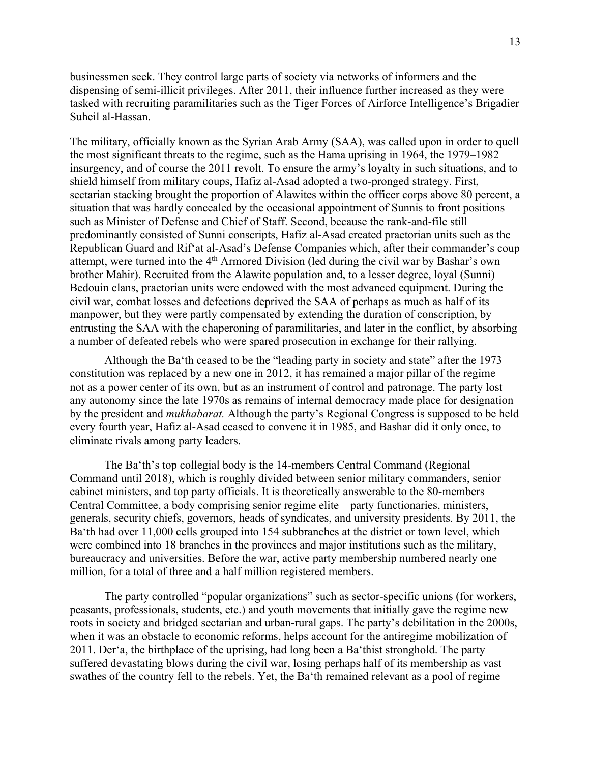businessmen seek. They control large parts of society via networks of informers and the dispensing of semi-illicit privileges. After 2011, their influence further increased as they were tasked with recruiting paramilitaries such as the Tiger Forces of Airforce Intelligence's Brigadier Suheil al-Hassan.

The military, officially known as the Syrian Arab Army (SAA), was called upon in order to quell the most significant threats to the regime, such as the Hama uprising in 1964, the 1979–1982 insurgency, and of course the 2011 revolt. To ensure the army's loyalty in such situations, and to shield himself from military coups, Hafiz al-Asad adopted a two-pronged strategy. First, sectarian stacking brought the proportion of Alawites within the officer corps above 80 percent, a situation that was hardly concealed by the occasional appointment of Sunnis to front positions such as Minister of Defense and Chief of Staff. Second, because the rank-and-file still predominantly consisted of Sunni conscripts, Hafiz al-Asad created praetorian units such as the Republican Guard and Rif'at al-Asad's Defense Companies which, after their commander's coup attempt, were turned into the 4th Armored Division (led during the civil war by Bashar's own brother Mahir). Recruited from the Alawite population and, to a lesser degree, loyal (Sunni) Bedouin clans, praetorian units were endowed with the most advanced equipment. During the civil war, combat losses and defections deprived the SAA of perhaps as much as half of its manpower, but they were partly compensated by extending the duration of conscription, by entrusting the SAA with the chaperoning of paramilitaries, and later in the conflict, by absorbing a number of defeated rebels who were spared prosecution in exchange for their rallying.

Although the Ba'th ceased to be the "leading party in society and state" after the 1973 constitution was replaced by a new one in 2012, it has remained a major pillar of the regime—not as a power center of its own, but as an instrument of control and patronage. The party lost any autonomy since the late 1970s as remains of internal democracy made place for designation by the president and *mukhabarat.* Although the party's Regional Congress is supposed to be held every fourth year, Hafiz al-Asad ceased to convene it in 1985, and Bashar did it only once, to eliminate rivals among party leaders.

The Ba'th's top collegial body is the 14-members Central Command (Regional Command until 2018), which is roughly divided between senior military commanders, senior cabinet ministers, and top party officials. It is theoretically answerable to the 80-members Central Committee, a body comprising senior regime elite—party functionaries, ministers, generals, security chiefs, governors, heads of syndicates, and university presidents. By 2011, the Ba'th had over 11,000 cells grouped into 154 subbranches at the district or town level, which were combined into 18 branches in the provinces and major institutions such as the military, bureaucracy and universities. Before the war, active party membership numbered nearly one million, for a total of three and a half million registered members.

The party controlled "popular organizations" such as sector-specific unions (for workers, peasants, professionals, students, etc.) and youth movements that initially gave the regime new roots in society and bridged sectarian and urban-rural gaps. The party's debilitation in the 2000s, when it was an obstacle to economic reforms, helps account for the antiregime mobilization of 2011. Der'a, the birthplace of the uprising, had long been a Ba'thist stronghold. The party suffered devastating blows during the civil war, losing perhaps half of its membership as vast swathes of the country fell to the rebels. Yet, the Ba'th remained relevant as a pool of regime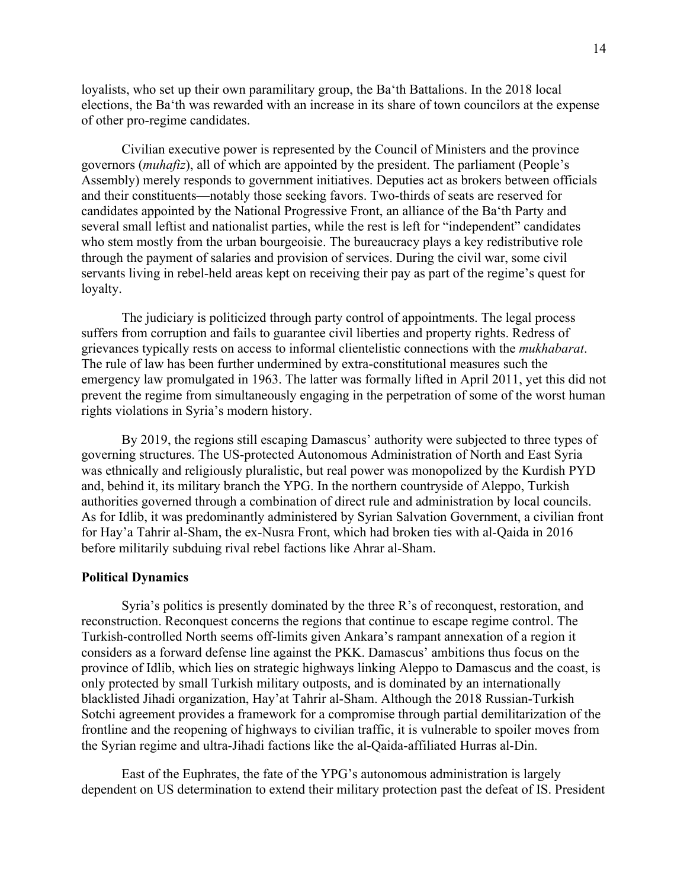loyalists, who set up their own paramilitary group, the Ba'th Battalions. In the 2018 local elections, the Ba'th was rewarded with an increase in its share of town councilors at the expense of other pro-regime candidates.

Civilian executive power is represented by the Council of Ministers and the province governors (*muhafiz*), all of which are appointed by the president. The parliament (People's Assembly) merely responds to government initiatives. Deputies act as brokers between officials and their constituents—notably those seeking favors. Two-thirds of seats are reserved for candidates appointed by the National Progressive Front, an alliance of the Ba'th Party and several small leftist and nationalist parties, while the rest is left for "independent" candidates who stem mostly from the urban bourgeoisie. The bureaucracy plays a key redistributive role through the payment of salaries and provision of services. During the civil war, some civil servants living in rebel-held areas kept on receiving their pay as part of the regime's quest for loyalty.

The judiciary is politicized through party control of appointments. The legal process suffers from corruption and fails to guarantee civil liberties and property rights. Redress of grievances typically rests on access to informal clientelistic connections with the *mukhabarat*. The rule of law has been further undermined by extra-constitutional measures such the emergency law promulgated in 1963. The latter was formally lifted in April 2011, yet this did not prevent the regime from simultaneously engaging in the perpetration of some of the worst human rights violations in Syria's modern history.

By 2019, the regions still escaping Damascus' authority were subjected to three types of governing structures. The US-protected Autonomous Administration of North and East Syria was ethnically and religiously pluralistic, but real power was monopolized by the Kurdish PYD and, behind it, its military branch the YPG. In the northern countryside of Aleppo, Turkish authorities governed through a combination of direct rule and administration by local councils. As for Idlib, it was predominantly administered by Syrian Salvation Government, a civilian front for Hay'a Tahrir al-Sham, the ex-Nusra Front, which had broken ties with al-Qaida in 2016 before militarily subduing rival rebel factions like Ahrar al-Sham.

**Political Dynamics**

Syria's politics is presently dominated by the three R's of reconquest, restoration, and reconstruction. Reconquest concerns the regions that continue to escape regime control. The Turkish-controlled North seems off-limits given Ankara's rampant annexation of a region it considers as a forward defense line against the PKK. Damascus' ambitions thus focus on the province of Idlib, which lies on strategic highways linking Aleppo to Damascus and the coast, is only protected by small Turkish military outposts, and is dominated by an internationally blacklisted Jihadi organization, Hay'at Tahrir al-Sham. Although the 2018 Russian-Turkish Sotchi agreement provides a framework for a compromise through partial demilitarization of the frontline and the reopening of highways to civilian traffic, it is vulnerable to spoiler moves from the Syrian regime and ultra-Jihadi factions like the al-Qaida-affiliated Hurras al-Din.

East of the Euphrates, the fate of the YPG's autonomous administration is largely dependent on US determination to extend their military protection past the defeat of IS. President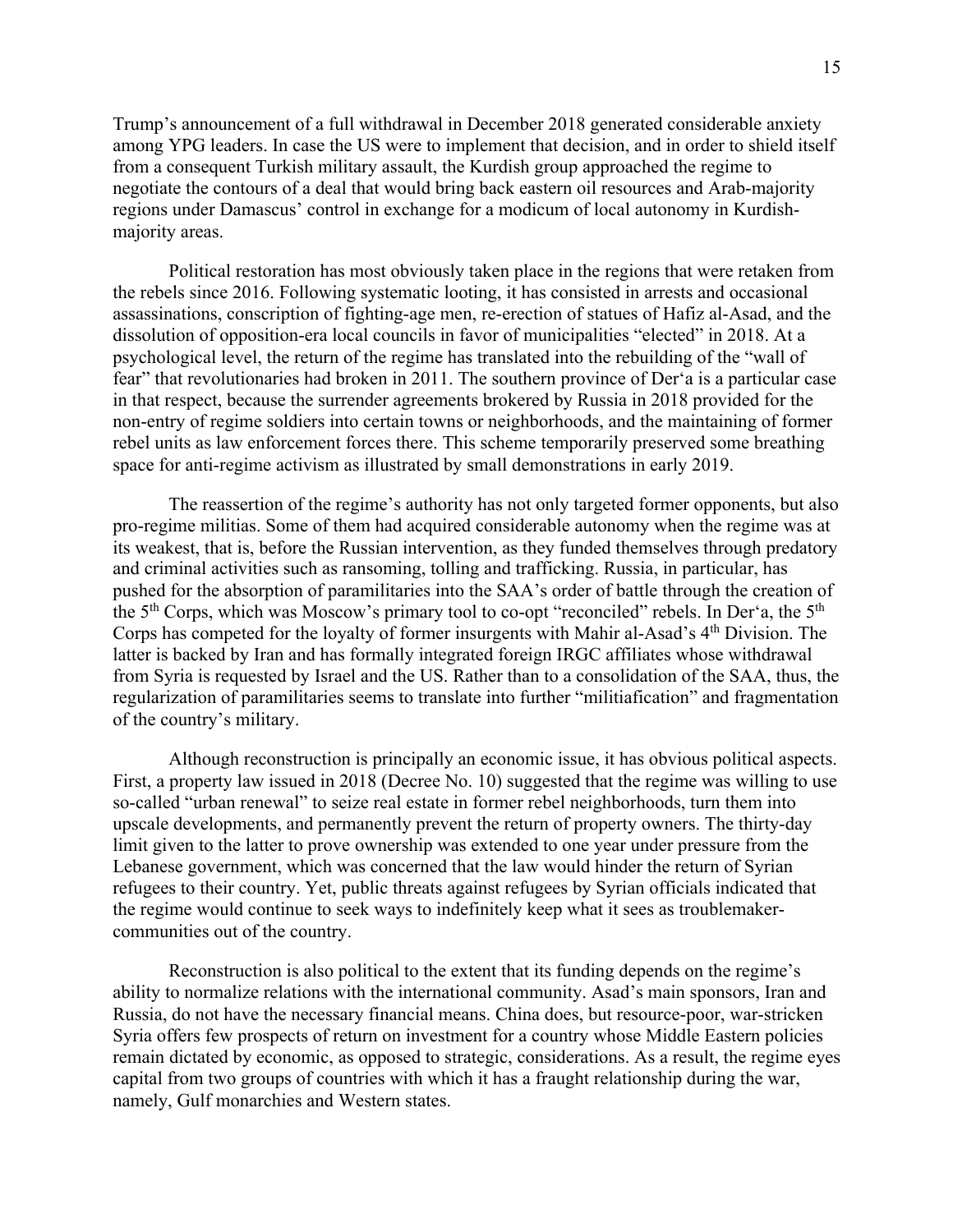Trump's announcement of a full withdrawal in December 2018 generated considerable anxiety among YPG leaders. In case the US were to implement that decision, and in order to shield itself from a consequent Turkish military assault, the Kurdish group approached the regime to negotiate the contours of a deal that would bring back eastern oil resources and Arab-majority regions under Damascus' control in exchange for a modicum of local autonomy in Kurdish-majority areas.

Political restoration has most obviously taken place in the regions that were retaken from the rebels since 2016. Following systematic looting, it has consisted in arrests and occasional assassinations, conscription of fighting-age men, re-erection of statues of Hafiz al-Asad, and the dissolution of opposition-era local councils in favor of municipalities "elected" in 2018. At a psychological level, the return of the regime has translated into the rebuilding of the "wall of fear" that revolutionaries had broken in 2011. The southern province of Der'a is a particular case in that respect, because the surrender agreements brokered by Russia in 2018 provided for the non-entry of regime soldiers into certain towns or neighborhoods, and the maintaining of former rebel units as law enforcement forces there. This scheme temporarily preserved some breathing space for anti-regime activism as illustrated by small demonstrations in early 2019.

The reassertion of the regime's authority has not only targeted former opponents, but also pro-regime militias. Some of them had acquired considerable autonomy when the regime was at its weakest, that is, before the Russian intervention, as they funded themselves through predatory and criminal activities such as ransoming, tolling and trafficking. Russia, in particular, has pushed for the absorption of paramilitaries into the SAA's order of battle through the creation of the 5th Corps, which was Moscow's primary tool to co-opt "reconciled" rebels. In Der'a, the 5th Corps has competed for the loyalty of former insurgents with Mahir al-Asad's 4th Division. The latter is backed by Iran and has formally integrated foreign IRGC affiliates whose withdrawal from Syria is requested by Israel and the US. Rather than to a consolidation of the SAA, thus, the regularization of paramilitaries seems to translate into further "militiafication" and fragmentation of the country's military.

Although reconstruction is principally an economic issue, it has obvious political aspects. First, a property law issued in 2018 (Decree No. 10) suggested that the regime was willing to use so-called "urban renewal" to seize real estate in former rebel neighborhoods, turn them into upscale developments, and permanently prevent the return of property owners. The thirty-day limit given to the latter to prove ownership was extended to one year under pressure from the Lebanese government, which was concerned that the law would hinder the return of Syrian refugees to their country. Yet, public threats against refugees by Syrian officials indicated that the regime would continue to seek ways to indefinitely keep what it sees as troublemaker-communities out of the country.

Reconstruction is also political to the extent that its funding depends on the regime's ability to normalize relations with the international community. Asad's main sponsors, Iran and Russia, do not have the necessary financial means. China does, but resource-poor, war-stricken Syria offers few prospects of return on investment for a country whose Middle Eastern policies remain dictated by economic, as opposed to strategic, considerations. As a result, the regime eyes capital from two groups of countries with which it has a fraught relationship during the war, namely, Gulf monarchies and Western states.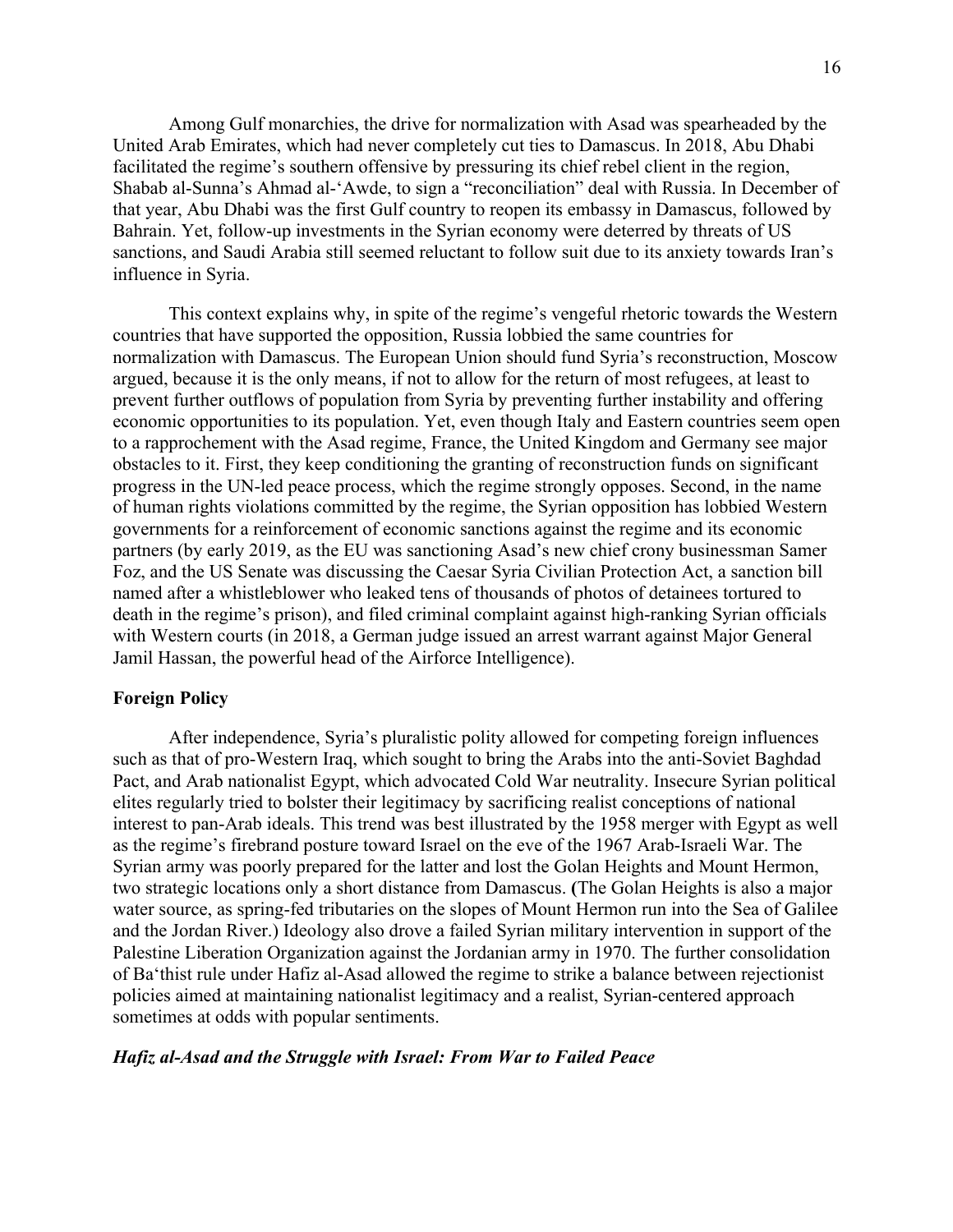Among Gulf monarchies, the drive for normalization with Asad was spearheaded by the United Arab Emirates, which had never completely cut ties to Damascus. In 2018, Abu Dhabi facilitated the regime's southern offensive by pressuring its chief rebel client in the region, Shabab al-Sunna's Ahmad al-'Awde, to sign a "reconciliation" deal with Russia. In December of that year, Abu Dhabi was the first Gulf country to reopen its embassy in Damascus, followed by Bahrain. Yet, follow-up investments in the Syrian economy were deterred by threats of US sanctions, and Saudi Arabia still seemed reluctant to follow suit due to its anxiety towards Iran's influence in Syria.

This context explains why, in spite of the regime's vengeful rhetoric towards the Western countries that have supported the opposition, Russia lobbied the same countries for normalization with Damascus. The European Union should fund Syria's reconstruction, Moscow argued, because it is the only means, if not to allow for the return of most refugees, at least to prevent further outflows of population from Syria by preventing further instability and offering economic opportunities to its population. Yet, even though Italy and Eastern countries seem open to a rapprochement with the Asad regime, France, the United Kingdom and Germany see major obstacles to it. First, they keep conditioning the granting of reconstruction funds on significant progress in the UN-led peace process, which the regime strongly opposes. Second, in the name of human rights violations committed by the regime, the Syrian opposition has lobbied Western governments for a reinforcement of economic sanctions against the regime and its economic partners (by early 2019, as the EU was sanctioning Asad's new chief crony businessman Samer Foz, and the US Senate was discussing the Caesar Syria Civilian Protection Act, a sanction bill named after a whistleblower who leaked tens of thousands of photos of detainees tortured to death in the regime's prison), and filed criminal complaint against high-ranking Syrian officials with Western courts (in 2018, a German judge issued an arrest warrant against Major General Jamil Hassan, the powerful head of the Airforce Intelligence).

## Foreign Policy

After independence, Syria's pluralistic polity allowed for competing foreign influences such as that of pro-Western Iraq, which sought to bring the Arabs into the anti-Soviet Baghdad Pact, and Arab nationalist Egypt, which advocated Cold War neutrality. Insecure Syrian political elites regularly tried to bolster their legitimacy by sacrificing realist conceptions of national interest to pan-Arab ideals. This trend was best illustrated by the 1958 merger with Egypt as well as the regime's firebrand posture toward Israel on the eve of the 1967 Arab-Israeli War. The Syrian army was poorly prepared for the latter and lost the Golan Heights and Mount Hermon, two strategic locations only a short distance from Damascus. (The Golan Heights is also a major water source, as spring-fed tributaries on the slopes of Mount Hermon run into the Sea of Galilee and the Jordan River.) Ideology also drove a failed Syrian military intervention in support of the Palestine Liberation Organization against the Jordanian army in 1970. The further consolidation of Ba'thist rule under Hafiz al-Asad allowed the regime to strike a balance between rejectionist policies aimed at maintaining nationalist legitimacy and a realist, Syrian-centered approach sometimes at odds with popular sentiments.

### *Hafiz al-Asad and the Struggle with Israel: From War to Failed Peace*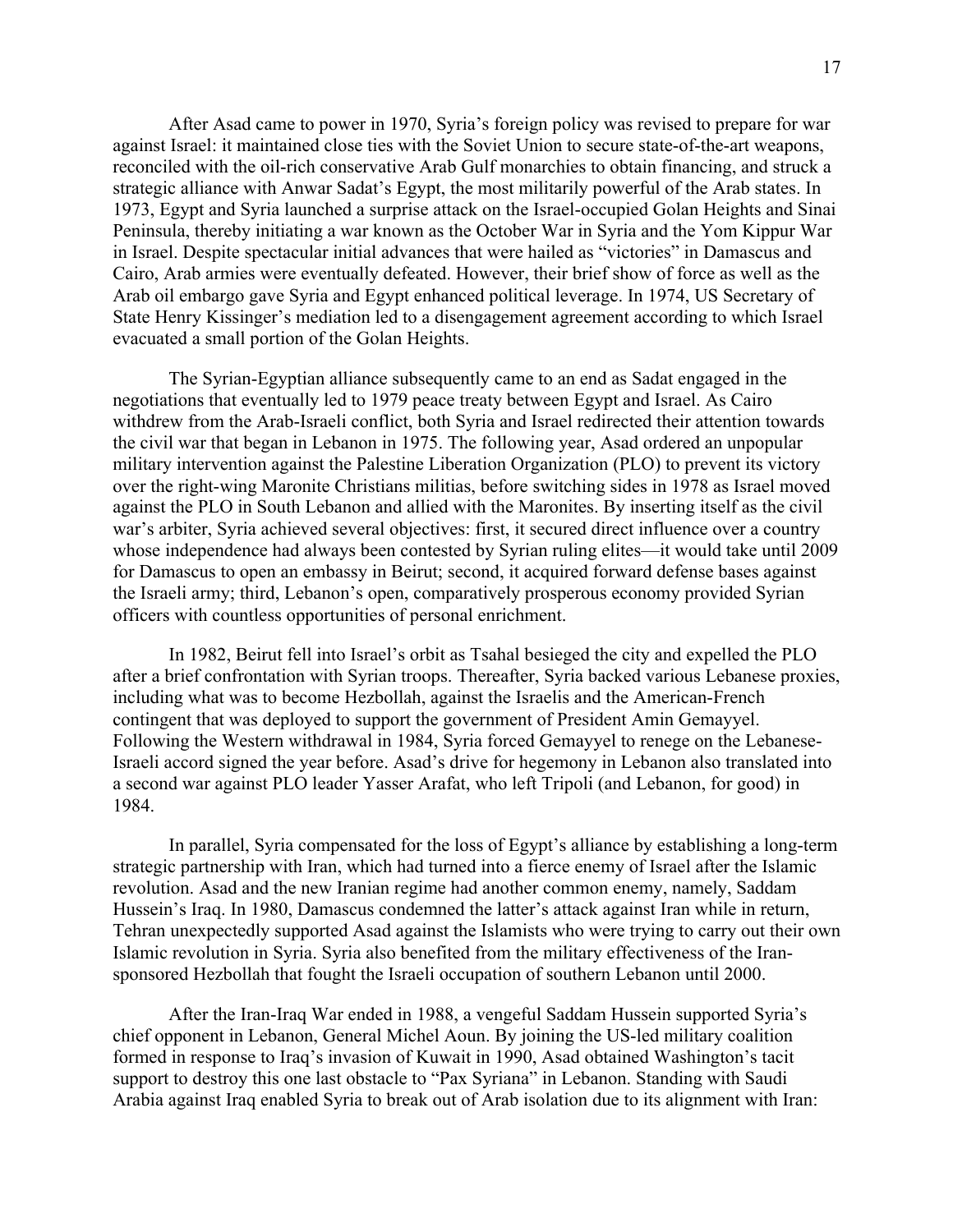After Asad came to power in 1970, Syria's foreign policy was revised to prepare for war against Israel: it maintained close ties with the Soviet Union to secure state-of-the-art weapons, reconciled with the oil-rich conservative Arab Gulf monarchies to obtain financing, and struck a strategic alliance with Anwar Sadat's Egypt, the most militarily powerful of the Arab states. In 1973, Egypt and Syria launched a surprise attack on the Israel-occupied Golan Heights and Sinai Peninsula, thereby initiating a war known as the October War in Syria and the Yom Kippur War in Israel. Despite spectacular initial advances that were hailed as "victories" in Damascus and Cairo, Arab armies were eventually defeated. However, their brief show of force as well as the Arab oil embargo gave Syria and Egypt enhanced political leverage. In 1974, US Secretary of State Henry Kissinger's mediation led to a disengagement agreement according to which Israel evacuated a small portion of the Golan Heights.

The Syrian-Egyptian alliance subsequently came to an end as Sadat engaged in the negotiations that eventually led to 1979 peace treaty between Egypt and Israel. As Cairo withdrew from the Arab-Israeli conflict, both Syria and Israel redirected their attention towards the civil war that began in Lebanon in 1975. The following year, Asad ordered an unpopular military intervention against the Palestine Liberation Organization (PLO) to prevent its victory over the right-wing Maronite Christians militias, before switching sides in 1978 as Israel moved against the PLO in South Lebanon and allied with the Maronites. By inserting itself as the civil war's arbiter, Syria achieved several objectives: first, it secured direct influence over a country whose independence had always been contested by Syrian ruling elites—it would take until 2009 for Damascus to open an embassy in Beirut; second, it acquired forward defense bases against the Israeli army; third, Lebanon's open, comparatively prosperous economy provided Syrian officers with countless opportunities of personal enrichment.

In 1982, Beirut fell into Israel's orbit as Tsahal besieged the city and expelled the PLO after a brief confrontation with Syrian troops. Thereafter, Syria backed various Lebanese proxies, including what was to become Hezbollah, against the Israelis and the American-French contingent that was deployed to support the government of President Amin Gemayyel. Following the Western withdrawal in 1984, Syria forced Gemayyel to renege on the Lebanese-Israeli accord signed the year before. Asad's drive for hegemony in Lebanon also translated into a second war against PLO leader Yasser Arafat, who left Tripoli (and Lebanon, for good) in 1984.

In parallel, Syria compensated for the loss of Egypt's alliance by establishing a long-term strategic partnership with Iran, which had turned into a fierce enemy of Israel after the Islamic revolution. Asad and the new Iranian regime had another common enemy, namely, Saddam Hussein's Iraq. In 1980, Damascus condemned the latter's attack against Iran while in return, Tehran unexpectedly supported Asad against the Islamists who were trying to carry out their own Islamic revolution in Syria. Syria also benefited from the military effectiveness of the Iran-sponsored Hezbollah that fought the Israeli occupation of southern Lebanon until 2000.

After the Iran-Iraq War ended in 1988, a vengeful Saddam Hussein supported Syria's chief opponent in Lebanon, General Michel Aoun. By joining the US-led military coalition formed in response to Iraq's invasion of Kuwait in 1990, Asad obtained Washington's tacit support to destroy this one last obstacle to "Pax Syriana" in Lebanon. Standing with Saudi Arabia against Iraq enabled Syria to break out of Arab isolation due to its alignment with Iran: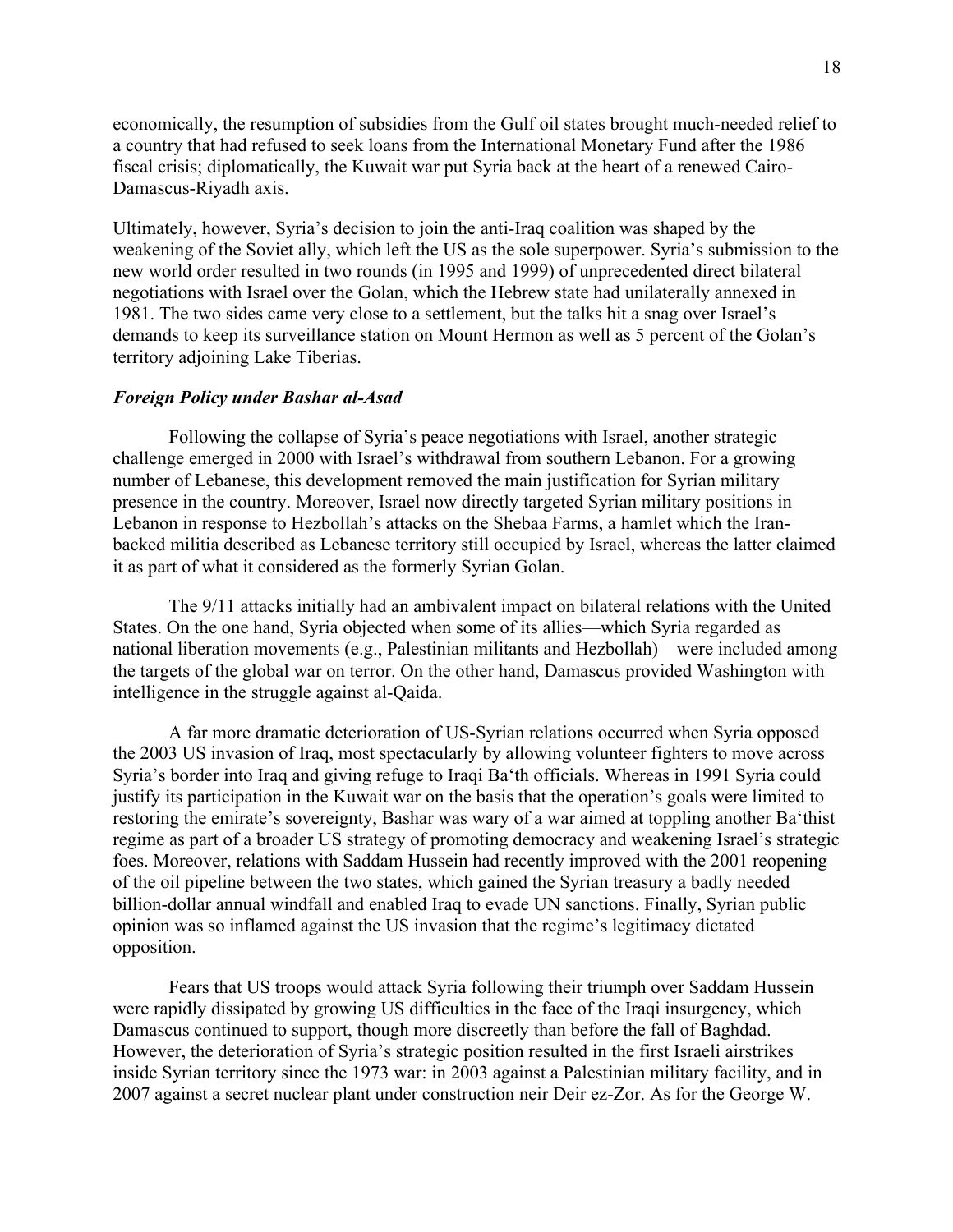economically, the resumption of subsidies from the Gulf oil states brought much-needed relief to a country that had refused to seek loans from the International Monetary Fund after the 1986 fiscal crisis; diplomatically, the Kuwait war put Syria back at the heart of a renewed Cairo-Damascus-Riyadh axis.

Ultimately, however, Syria's decision to join the anti-Iraq coalition was shaped by the weakening of the Soviet ally, which left the US as the sole superpower. Syria's submission to the new world order resulted in two rounds (in 1995 and 1999) of unprecedented direct bilateral negotiations with Israel over the Golan, which the Hebrew state had unilaterally annexed in 1981. The two sides came very close to a settlement, but the talks hit a snag over Israel's demands to keep its surveillance station on Mount Hermon as well as 5 percent of the Golan's territory adjoining Lake Tiberias.

### *Foreign Policy under Bashar al-Asad*

Following the collapse of Syria's peace negotiations with Israel, another strategic challenge emerged in 2000 with Israel's withdrawal from southern Lebanon. For a growing number of Lebanese, this development removed the main justification for Syrian military presence in the country. Moreover, Israel now directly targeted Syrian military positions in Lebanon in response to Hezbollah's attacks on the Shebaa Farms, a hamlet which the Iran-backed militia described as Lebanese territory still occupied by Israel, whereas the latter claimed it as part of what it considered as the formerly Syrian Golan.

The 9/11 attacks initially had an ambivalent impact on bilateral relations with the United States. On the one hand, Syria objected when some of its allies—which Syria regarded as national liberation movements (e.g., Palestinian militants and Hezbollah)—were included among the targets of the global war on terror. On the other hand, Damascus provided Washington with intelligence in the struggle against al-Qaida.

A far more dramatic deterioration of US-Syrian relations occurred when Syria opposed the 2003 US invasion of Iraq, most spectacularly by allowing volunteer fighters to move across Syria's border into Iraq and giving refuge to Iraqi Ba'th officials. Whereas in 1991 Syria could justify its participation in the Kuwait war on the basis that the operation's goals were limited to restoring the emirate's sovereignty, Bashar was wary of a war aimed at toppling another Ba'thist regime as part of a broader US strategy of promoting democracy and weakening Israel's strategic foes. Moreover, relations with Saddam Hussein had recently improved with the 2001 reopening of the oil pipeline between the two states, which gained the Syrian treasury a badly needed billion-dollar annual windfall and enabled Iraq to evade UN sanctions. Finally, Syrian public opinion was so inflamed against the US invasion that the regime's legitimacy dictated opposition.

Fears that US troops would attack Syria following their triumph over Saddam Hussein were rapidly dissipated by growing US difficulties in the face of the Iraqi insurgency, which Damascus continued to support, though more discreetly than before the fall of Baghdad. However, the deterioration of Syria's strategic position resulted in the first Israeli airstrikes inside Syrian territory since the 1973 war: in 2003 against a Palestinian military facility, and in 2007 against a secret nuclear plant under construction neir Deir ez-Zor. As for the George W.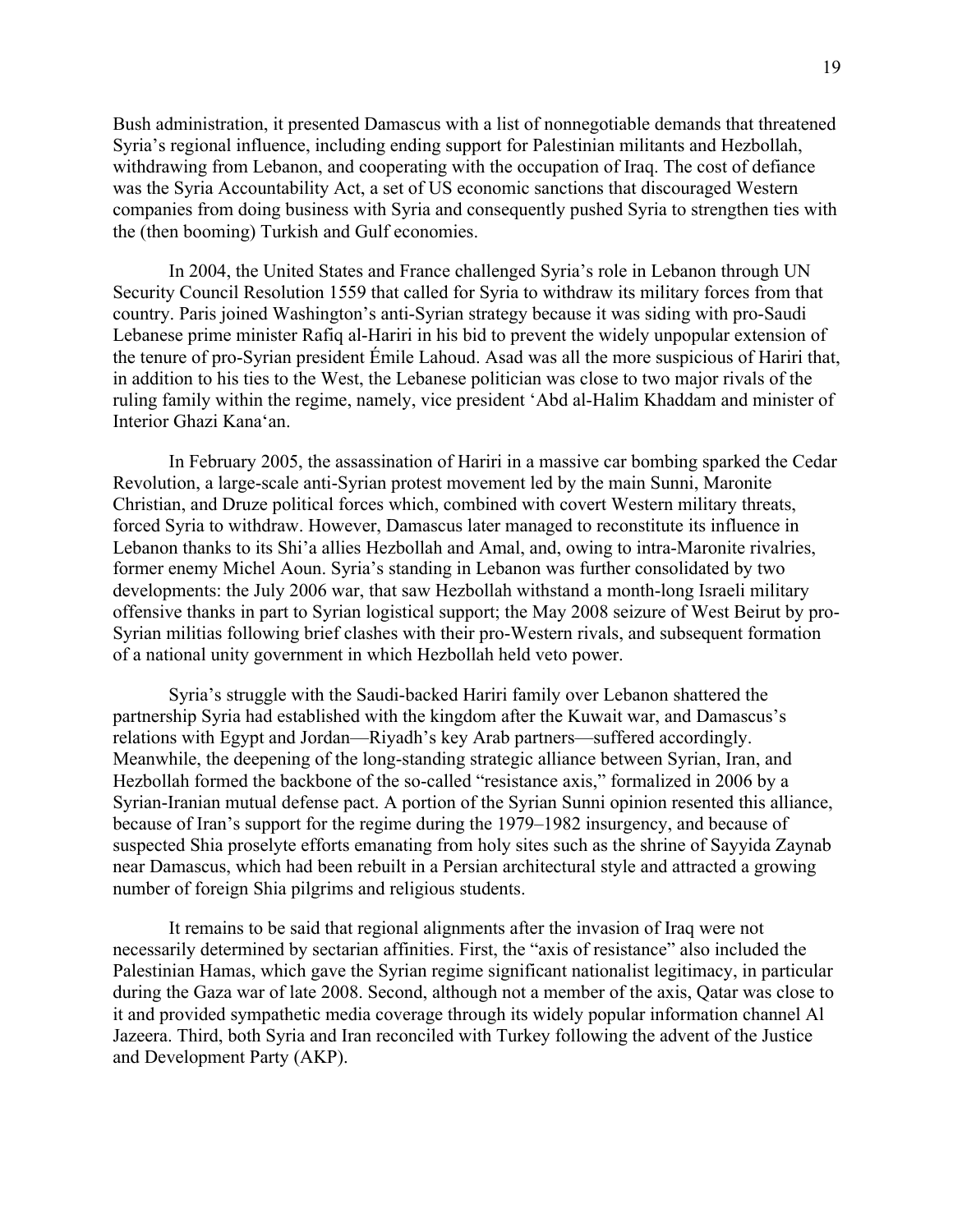Bush administration, it presented Damascus with a list of nonnegotiable demands that threatened Syria's regional influence, including ending support for Palestinian militants and Hezbollah, withdrawing from Lebanon, and cooperating with the occupation of Iraq. The cost of defiance was the Syria Accountability Act, a set of US economic sanctions that discouraged Western companies from doing business with Syria and consequently pushed Syria to strengthen ties with the (then booming) Turkish and Gulf economies.

In 2004, the United States and France challenged Syria's role in Lebanon through UN Security Council Resolution 1559 that called for Syria to withdraw its military forces from that country. Paris joined Washington's anti-Syrian strategy because it was siding with pro-Saudi Lebanese prime minister Rafiq al-Hariri in his bid to prevent the widely unpopular extension of the tenure of pro-Syrian president Émile Lahoud. Asad was all the more suspicious of Hariri that, in addition to his ties to the West, the Lebanese politician was close to two major rivals of the ruling family within the regime, namely, vice president 'Abd al-Halim Khaddam and minister of Interior Ghazi Kana'an.

In February 2005, the assassination of Hariri in a massive car bombing sparked the Cedar Revolution, a large-scale anti-Syrian protest movement led by the main Sunni, Maronite Christian, and Druze political forces which, combined with covert Western military threats, forced Syria to withdraw. However, Damascus later managed to reconstitute its influence in Lebanon thanks to its Shi'a allies Hezbollah and Amal, and, owing to intra-Maronite rivalries, former enemy Michel Aoun. Syria's standing in Lebanon was further consolidated by two developments: the July 2006 war, that saw Hezbollah withstand a month-long Israeli military offensive thanks in part to Syrian logistical support; the May 2008 seizure of West Beirut by pro-Syrian militias following brief clashes with their pro-Western rivals, and subsequent formation of a national unity government in which Hezbollah held veto power.

Syria's struggle with the Saudi-backed Hariri family over Lebanon shattered the partnership Syria had established with the kingdom after the Kuwait war, and Damascus's relations with Egypt and Jordan—Riyadh's key Arab partners—suffered accordingly. Meanwhile, the deepening of the long-standing strategic alliance between Syrian, Iran, and Hezbollah formed the backbone of the so-called "resistance axis," formalized in 2006 by a Syrian-Iranian mutual defense pact. A portion of the Syrian Sunni opinion resented this alliance, because of Iran's support for the regime during the 1979–1982 insurgency, and because of suspected Shia proselyte efforts emanating from holy sites such as the shrine of Sayyida Zaynab near Damascus, which had been rebuilt in a Persian architectural style and attracted a growing number of foreign Shia pilgrims and religious students.

It remains to be said that regional alignments after the invasion of Iraq were not necessarily determined by sectarian affinities. First, the "axis of resistance" also included the Palestinian Hamas, which gave the Syrian regime significant nationalist legitimacy, in particular during the Gaza war of late 2008. Second, although not a member of the axis, Qatar was close to it and provided sympathetic media coverage through its widely popular information channel Al Jazeera. Third, both Syria and Iran reconciled with Turkey following the advent of the Justice and Development Party (AKP).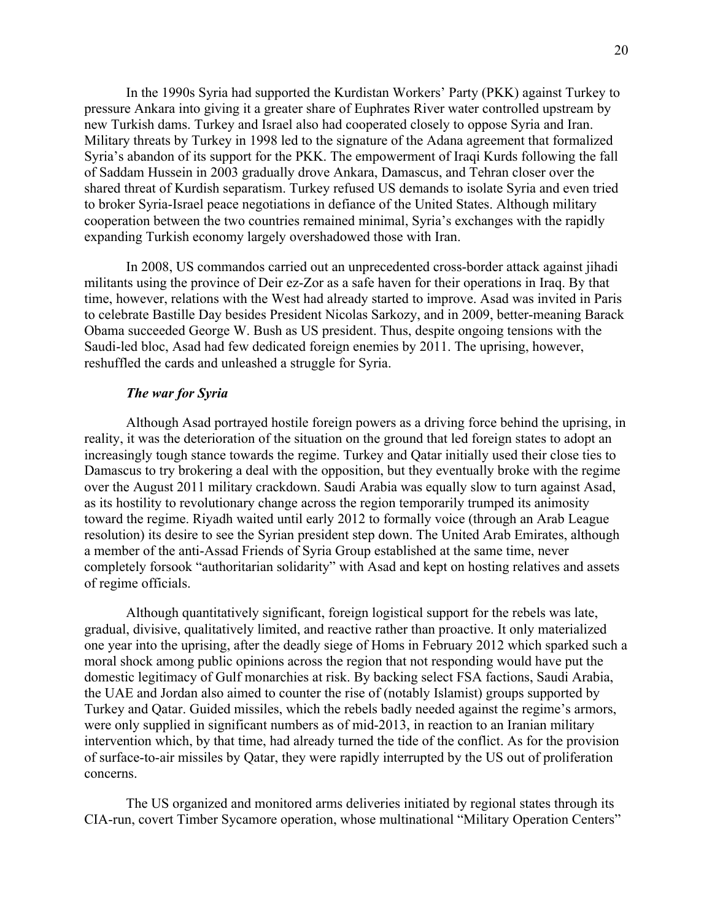In the 1990s Syria had supported the Kurdistan Workers' Party (PKK) against Turkey to pressure Ankara into giving it a greater share of Euphrates River water controlled upstream by new Turkish dams. Turkey and Israel also had cooperated closely to oppose Syria and Iran. Military threats by Turkey in 1998 led to the signature of the Adana agreement that formalized Syria's abandon of its support for the PKK. The empowerment of Iraqi Kurds following the fall of Saddam Hussein in 2003 gradually drove Ankara, Damascus, and Tehran closer over the shared threat of Kurdish separatism. Turkey refused US demands to isolate Syria and even tried to broker Syria-Israel peace negotiations in defiance of the United States. Although military cooperation between the two countries remained minimal, Syria's exchanges with the rapidly expanding Turkish economy largely overshadowed those with Iran.

In 2008, US commandos carried out an unprecedented cross-border attack against jihadi militants using the province of Deir ez-Zor as a safe haven for their operations in Iraq. By that time, however, relations with the West had already started to improve. Asad was invited in Paris to celebrate Bastille Day besides President Nicolas Sarkozy, and in 2009, better-meaning Barack Obama succeeded George W. Bush as US president. Thus, despite ongoing tensions with the Saudi-led bloc, Asad had few dedicated foreign enemies by 2011. The uprising, however, reshuffled the cards and unleashed a struggle for Syria.

### *The war for Syria*

Although Asad portrayed hostile foreign powers as a driving force behind the uprising, in reality, it was the deterioration of the situation on the ground that led foreign states to adopt an increasingly tough stance towards the regime. Turkey and Qatar initially used their close ties to Damascus to try brokering a deal with the opposition, but they eventually broke with the regime over the August 2011 military crackdown. Saudi Arabia was equally slow to turn against Asad, as its hostility to revolutionary change across the region temporarily trumped its animosity toward the regime. Riyadh waited until early 2012 to formally voice (through an Arab League resolution) its desire to see the Syrian president step down. The United Arab Emirates, although a member of the anti-Assad Friends of Syria Group established at the same time, never completely forsook "authoritarian solidarity" with Asad and kept on hosting relatives and assets of regime officials.

Although quantitatively significant, foreign logistical support for the rebels was late, gradual, divisive, qualitatively limited, and reactive rather than proactive. It only materialized one year into the uprising, after the deadly siege of Homs in February 2012 which sparked such a moral shock among public opinions across the region that not responding would have put the domestic legitimacy of Gulf monarchies at risk. By backing select FSA factions, Saudi Arabia, the UAE and Jordan also aimed to counter the rise of (notably Islamist) groups supported by Turkey and Qatar. Guided missiles, which the rebels badly needed against the regime's armors, were only supplied in significant numbers as of mid-2013, in reaction to an Iranian military intervention which, by that time, had already turned the tide of the conflict. As for the provision of surface-to-air missiles by Qatar, they were rapidly interrupted by the US out of proliferation concerns.

The US organized and monitored arms deliveries initiated by regional states through its CIA-run, covert Timber Sycamore operation, whose multinational "Military Operation Centers"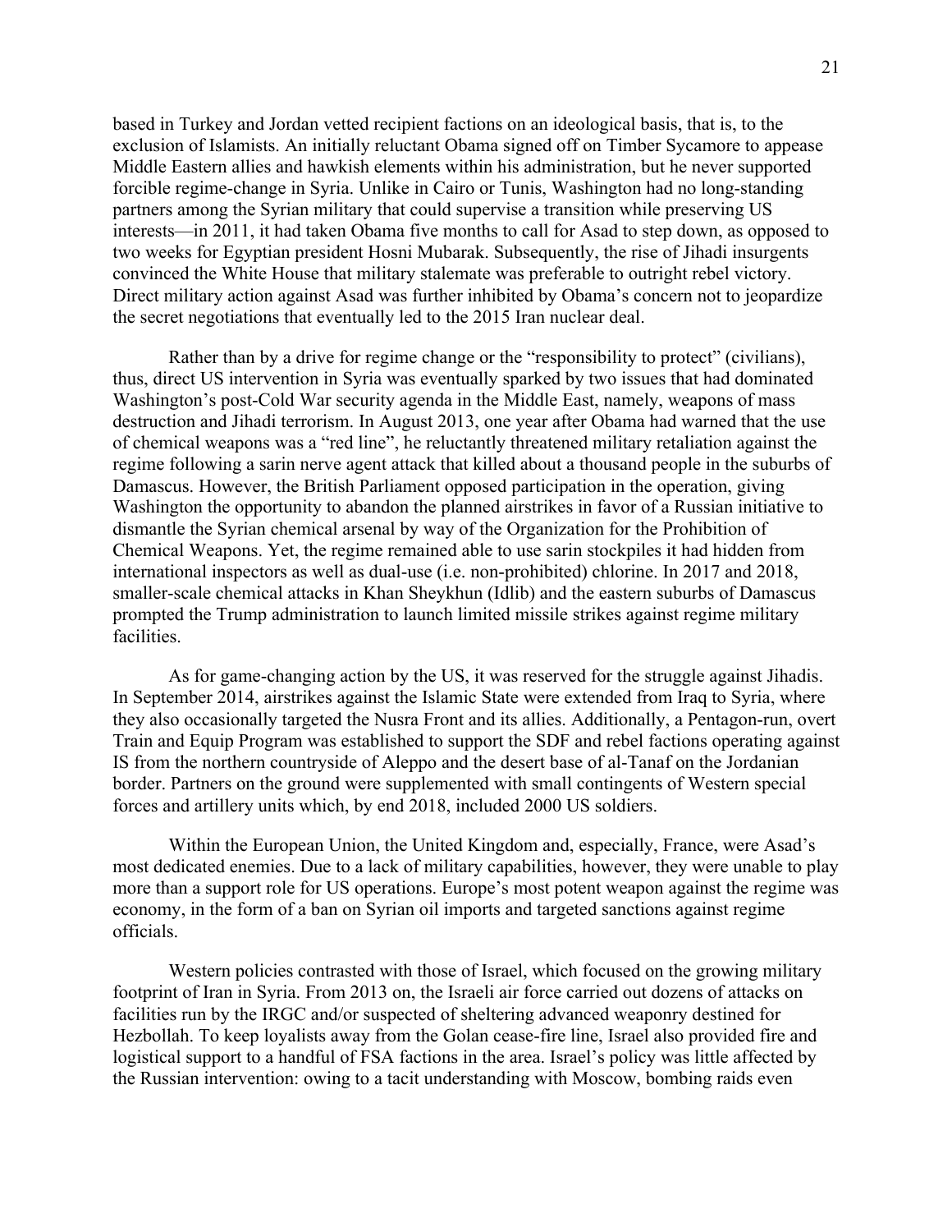based in Turkey and Jordan vetted recipient factions on an ideological basis, that is, to the exclusion of Islamists. An initially reluctant Obama signed off on Timber Sycamore to appease Middle Eastern allies and hawkish elements within his administration, but he never supported forcible regime-change in Syria. Unlike in Cairo or Tunis, Washington had no long-standing partners among the Syrian military that could supervise a transition while preserving US interests—in 2011, it had taken Obama five months to call for Asad to step down, as opposed to two weeks for Egyptian president Hosni Mubarak. Subsequently, the rise of Jihadi insurgents convinced the White House that military stalemate was preferable to outright rebel victory. Direct military action against Asad was further inhibited by Obama's concern not to jeopardize the secret negotiations that eventually led to the 2015 Iran nuclear deal.

Rather than by a drive for regime change or the "responsibility to protect" (civilians), thus, direct US intervention in Syria was eventually sparked by two issues that had dominated Washington's post-Cold War security agenda in the Middle East, namely, weapons of mass destruction and Jihadi terrorism. In August 2013, one year after Obama had warned that the use of chemical weapons was a "red line", he reluctantly threatened military retaliation against the regime following a sarin nerve agent attack that killed about a thousand people in the suburbs of Damascus. However, the British Parliament opposed participation in the operation, giving Washington the opportunity to abandon the planned airstrikes in favor of a Russian initiative to dismantle the Syrian chemical arsenal by way of the Organization for the Prohibition of Chemical Weapons. Yet, the regime remained able to use sarin stockpiles it had hidden from international inspectors as well as dual-use (i.e. non-prohibited) chlorine. In 2017 and 2018, smaller-scale chemical attacks in Khan Sheykhun (Idlib) and the eastern suburbs of Damascus prompted the Trump administration to launch limited missile strikes against regime military facilities.

As for game-changing action by the US, it was reserved for the struggle against Jihadis. In September 2014, airstrikes against the Islamic State were extended from Iraq to Syria, where they also occasionally targeted the Nusra Front and its allies. Additionally, a Pentagon-run, overt Train and Equip Program was established to support the SDF and rebel factions operating against IS from the northern countryside of Aleppo and the desert base of al-Tanaf on the Jordanian border. Partners on the ground were supplemented with small contingents of Western special forces and artillery units which, by end 2018, included 2000 US soldiers.

Within the European Union, the United Kingdom and, especially, France, were Asad's most dedicated enemies. Due to a lack of military capabilities, however, they were unable to play more than a support role for US operations. Europe's most potent weapon against the regime was economy, in the form of a ban on Syrian oil imports and targeted sanctions against regime officials.

Western policies contrasted with those of Israel, which focused on the growing military footprint of Iran in Syria. From 2013 on, the Israeli air force carried out dozens of attacks on facilities run by the IRGC and/or suspected of sheltering advanced weaponry destined for Hezbollah. To keep loyalists away from the Golan cease-fire line, Israel also provided fire and logistical support to a handful of FSA factions in the area. Israel's policy was little affected by the Russian intervention: owing to a tacit understanding with Moscow, bombing raids even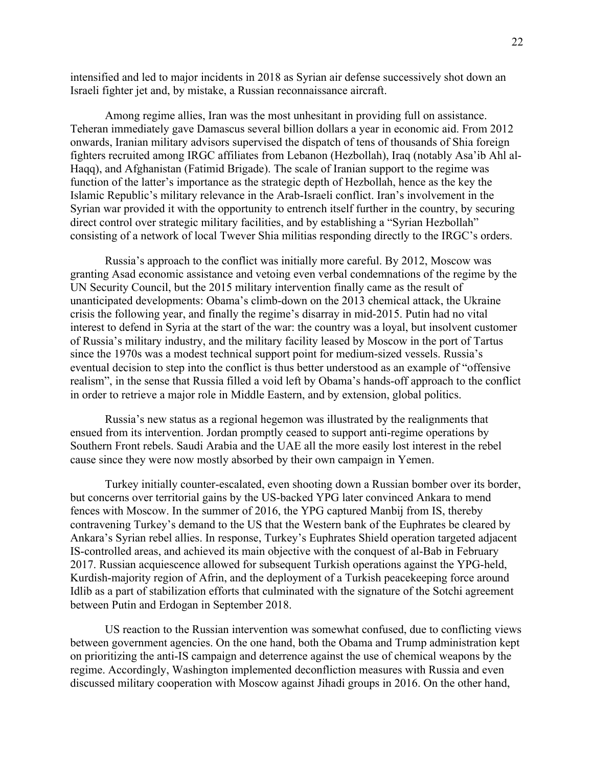intensified and led to major incidents in 2018 as Syrian air defense successively shot down an Israeli fighter jet and, by mistake, a Russian reconnaissance aircraft.

Among regime allies, Iran was the most unhesitant in providing full on assistance. Teheran immediately gave Damascus several billion dollars a year in economic aid. From 2012 onwards, Iranian military advisors supervised the dispatch of tens of thousands of Shia foreign fighters recruited among IRGC affiliates from Lebanon (Hezbollah), Iraq (notably Asa'ib Ahl al-Haqq), and Afghanistan (Fatimid Brigade). The scale of Iranian support to the regime was function of the latter's importance as the strategic depth of Hezbollah, hence as the key the Islamic Republic's military relevance in the Arab-Israeli conflict. Iran's involvement in the Syrian war provided it with the opportunity to entrench itself further in the country, by securing direct control over strategic military facilities, and by establishing a "Syrian Hezbollah" consisting of a network of local Twever Shia militias responding directly to the IRGC's orders.

Russia's approach to the conflict was initially more careful. By 2012, Moscow was granting Asad economic assistance and vetoing even verbal condemnations of the regime by the UN Security Council, but the 2015 military intervention finally came as the result of unanticipated developments: Obama's climb-down on the 2013 chemical attack, the Ukraine crisis the following year, and finally the regime's disarray in mid-2015. Putin had no vital interest to defend in Syria at the start of the war: the country was a loyal, but insolvent customer of Russia's military industry, and the military facility leased by Moscow in the port of Tartus since the 1970s was a modest technical support point for medium-sized vessels. Russia's eventual decision to step into the conflict is thus better understood as an example of "offensive realism", in the sense that Russia filled a void left by Obama's hands-off approach to the conflict in order to retrieve a major role in Middle Eastern, and by extension, global politics.

Russia's new status as a regional hegemon was illustrated by the realignments that ensued from its intervention. Jordan promptly ceased to support anti-regime operations by Southern Front rebels. Saudi Arabia and the UAE all the more easily lost interest in the rebel cause since they were now mostly absorbed by their own campaign in Yemen.

Turkey initially counter-escalated, even shooting down a Russian bomber over its border, but concerns over territorial gains by the US-backed YPG later convinced Ankara to mend fences with Moscow. In the summer of 2016, the YPG captured Manbij from IS, thereby contravening Turkey's demand to the US that the Western bank of the Euphrates be cleared by Ankara's Syrian rebel allies. In response, Turkey's Euphrates Shield operation targeted adjacent IS-controlled areas, and achieved its main objective with the conquest of al-Bab in February 2017. Russian acquiescence allowed for subsequent Turkish operations against the YPG-held, Kurdish-majority region of Afrin, and the deployment of a Turkish peacekeeping force around Idlib as a part of stabilization efforts that culminated with the signature of the Sotchi agreement between Putin and Erdogan in September 2018.

US reaction to the Russian intervention was somewhat confused, due to conflicting views between government agencies. On the one hand, both the Obama and Trump administration kept on prioritizing the anti-IS campaign and deterrence against the use of chemical weapons by the regime. Accordingly, Washington implemented deconfliction measures with Russia and even discussed military cooperation with Moscow against Jihadi groups in 2016. On the other hand,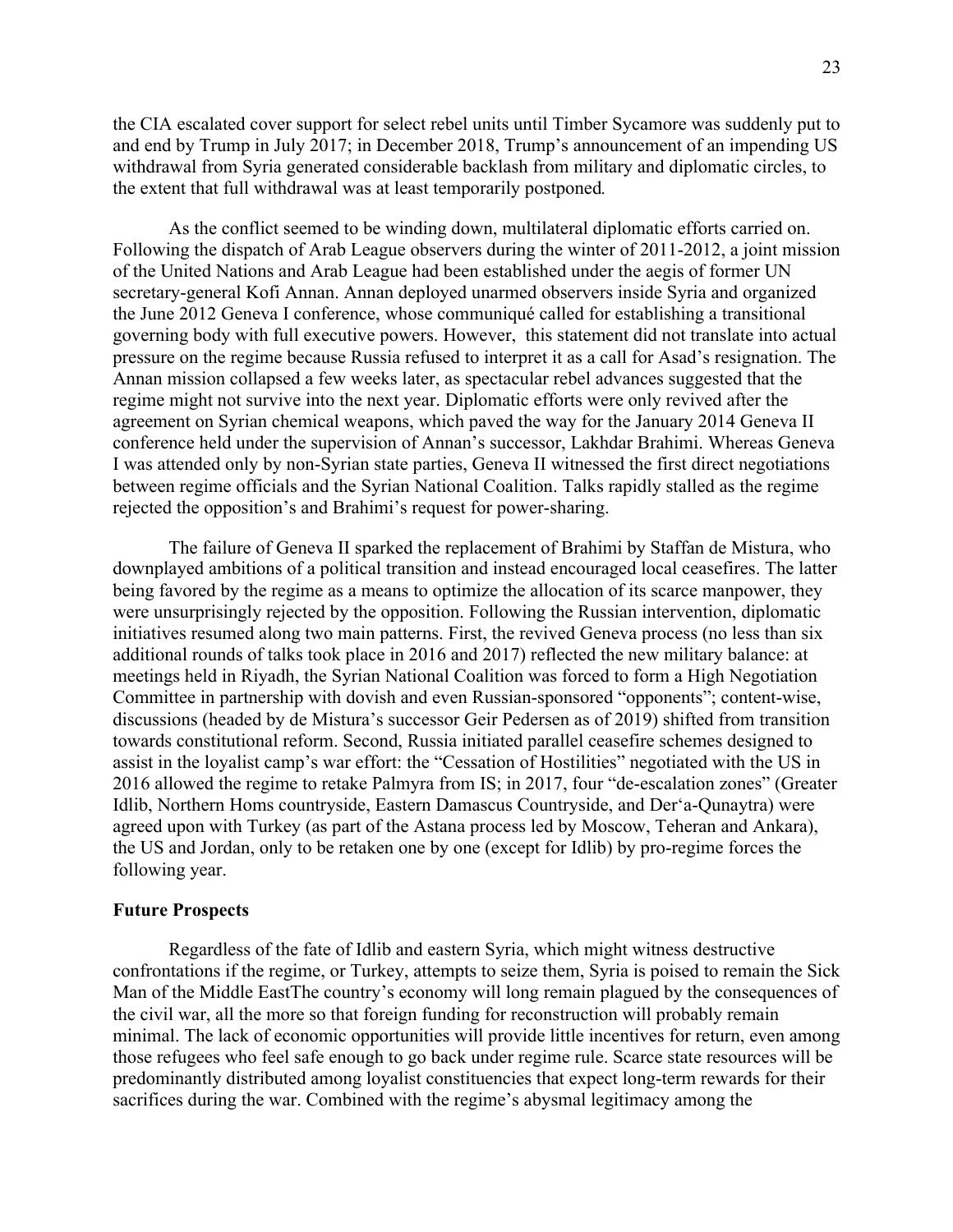the CIA escalated cover support for select rebel units until Timber Sycamore was suddenly put to and end by Trump in July 2017; in December 2018, Trump's announcement of an impending US withdrawal from Syria generated considerable backlash from military and diplomatic circles, to the extent that full withdrawal was at least temporarily postponed.

As the conflict seemed to be winding down, multilateral diplomatic efforts carried on. Following the dispatch of Arab League observers during the winter of 2011-2012, a joint mission of the United Nations and Arab League had been established under the aegis of former UN secretary-general Kofi Annan. Annan deployed unarmed observers inside Syria and organized the June 2012 Geneva I conference, whose communiqué called for establishing a transitional governing body with full executive powers. However, this statement did not translate into actual pressure on the regime because Russia refused to interpret it as a call for Asad's resignation. The Annan mission collapsed a few weeks later, as spectacular rebel advances suggested that the regime might not survive into the next year. Diplomatic efforts were only revived after the agreement on Syrian chemical weapons, which paved the way for the January 2014 Geneva II conference held under the supervision of Annan's successor, Lakhdar Brahimi. Whereas Geneva I was attended only by non-Syrian state parties, Geneva II witnessed the first direct negotiations between regime officials and the Syrian National Coalition. Talks rapidly stalled as the regime rejected the opposition's and Brahimi's request for power-sharing.

The failure of Geneva II sparked the replacement of Brahimi by Staffan de Mistura, who downplayed ambitions of a political transition and instead encouraged local ceasefires. The latter being favored by the regime as a means to optimize the allocation of its scarce manpower, they were unsurprisingly rejected by the opposition. Following the Russian intervention, diplomatic initiatives resumed along two main patterns. First, the revived Geneva process (no less than six additional rounds of talks took place in 2016 and 2017) reflected the new military balance: at meetings held in Riyadh, the Syrian National Coalition was forced to form a High Negotiation Committee in partnership with dovish and even Russian-sponsored "opponents"; content-wise, discussions (headed by de Mistura's successor Geir Pedersen as of 2019) shifted from transition towards constitutional reform. Second, Russia initiated parallel ceasefire schemes designed to assist in the loyalist camp's war effort: the "Cessation of Hostilities" negotiated with the US in 2016 allowed the regime to retake Palmyra from IS; in 2017, four "de-escalation zones" (Greater Idlib, Northern Homs countryside, Eastern Damascus Countryside, and Der'a-Qunaytra) were agreed upon with Turkey (as part of the Astana process led by Moscow, Teheran and Ankara), the US and Jordan, only to be retaken one by one (except for Idlib) by pro-regime forces the following year.

**Future Prospects**

Regardless of the fate of Idlib and eastern Syria, which might witness destructive confrontations if the regime, or Turkey, attempts to seize them, Syria is poised to remain the Sick Man of the Middle EastThe country's economy will long remain plagued by the consequences of the civil war, all the more so that foreign funding for reconstruction will probably remain minimal. The lack of economic opportunities will provide little incentives for return, even among those refugees who feel safe enough to go back under regime rule. Scarce state resources will be predominantly distributed among loyalist constituencies that expect long-term rewards for their sacrifices during the war. Combined with the regime's abysmal legitimacy among the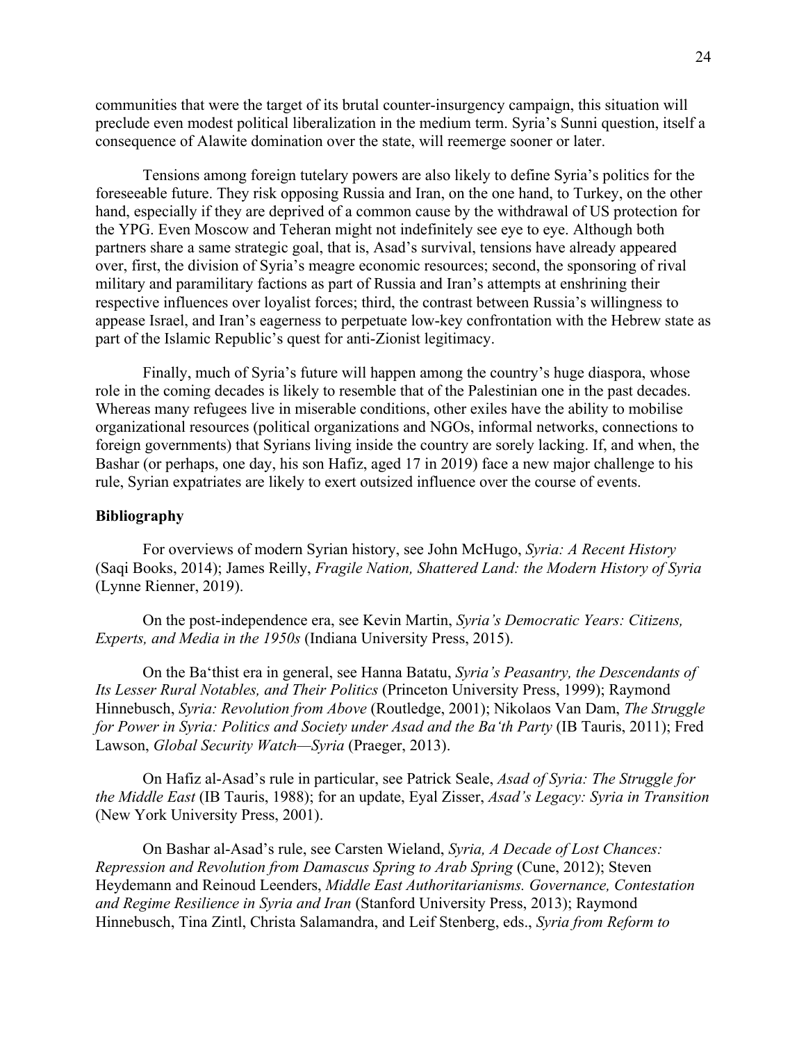communities that were the target of its brutal counter-insurgency campaign, this situation will preclude even modest political liberalization in the medium term. Syria's Sunni question, itself a consequence of Alawite domination over the state, will reemerge sooner or later.

Tensions among foreign tutelary powers are also likely to define Syria's politics for the foreseeable future. They risk opposing Russia and Iran, on the one hand, to Turkey, on the other hand, especially if they are deprived of a common cause by the withdrawal of US protection for the YPG. Even Moscow and Teheran might not indefinitely see eye to eye. Although both partners share a same strategic goal, that is, Asad's survival, tensions have already appeared over, first, the division of Syria's meagre economic resources; second, the sponsoring of rival military and paramilitary factions as part of Russia and Iran's attempts at enshrining their respective influences over loyalist forces; third, the contrast between Russia's willingness to appease Israel, and Iran's eagerness to perpetuate low-key confrontation with the Hebrew state as part of the Islamic Republic's quest for anti-Zionist legitimacy.

Finally, much of Syria's future will happen among the country's huge diaspora, whose role in the coming decades is likely to resemble that of the Palestinian one in the past decades. Whereas many refugees live in miserable conditions, other exiles have the ability to mobilise organizational resources (political organizations and NGOs, informal networks, connections to foreign governments) that Syrians living inside the country are sorely lacking. If, and when, the Bashar (or perhaps, one day, his son Hafiz, aged 17 in 2019) face a new major challenge to his rule, Syrian expatriates are likely to exert outsized influence over the course of events.

**Bibliography**

For overviews of modern Syrian history, see John McHugo, *Syria: A Recent History* (Saqi Books, 2014); James Reilly, *Fragile Nation, Shattered Land: the Modern History of Syria* (Lynne Rienner, 2019).

On the post-independence era, see Kevin Martin, *Syria's Democratic Years: Citizens, Experts, and Media in the 1950s* (Indiana University Press, 2015).

On the Ba'thist era in general, see Hanna Batatu, *Syria's Peasantry, the Descendants of Its Lesser Rural Notables, and Their Politics* (Princeton University Press, 1999); Raymond Hinnebusch, *Syria: Revolution from Above* (Routledge, 2001); Nikolaos Van Dam, *The Struggle for Power in Syria: Politics and Society under Asad and the Ba'th Party* (IB Tauris, 2011); Fred Lawson, *Global Security Watch—Syria* (Praeger, 2013).

On Hafiz al-Asad's rule in particular, see Patrick Seale, *Asad of Syria: The Struggle for the Middle East* (IB Tauris, 1988); for an update, Eyal Zisser, *Asad's Legacy: Syria in Transition* (New York University Press, 2001).

On Bashar al-Asad's rule, see Carsten Wieland, *Syria, A Decade of Lost Chances: Repression and Revolution from Damascus Spring to Arab Spring* (Cune, 2012); Steven Heydemann and Reinoud Leenders, *Middle East Authoritarianisms. Governance, Contestation and Regime Resilience in Syria and Iran* (Stanford University Press, 2013); Raymond Hinnebusch, Tina Zintl, Christa Salamandra, and Leif Stenberg, eds., *Syria from Reform to*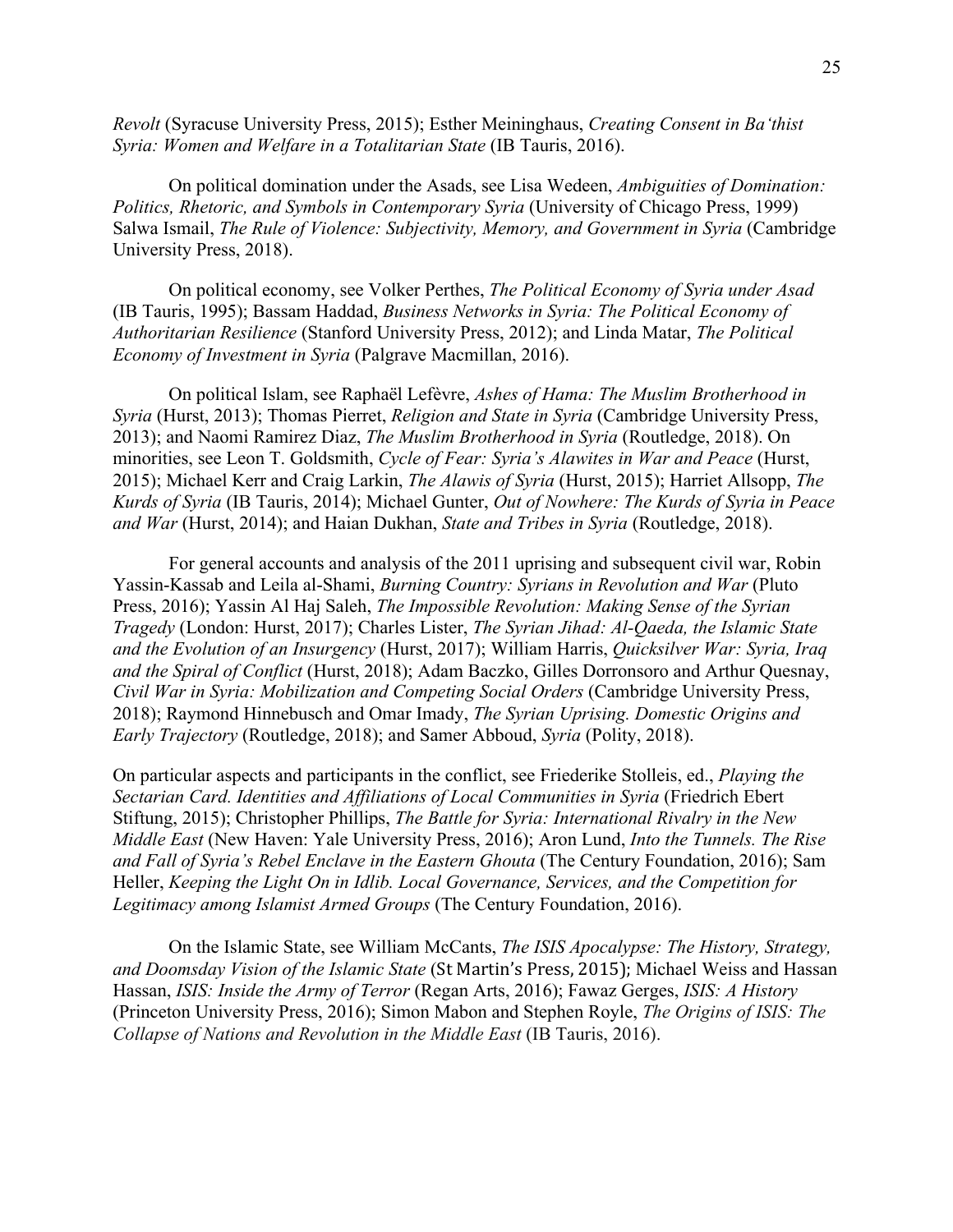*Revolt* (Syracuse University Press, 2015); Esther Meininghaus, *Creating Consent in Ba'thist Syria: Women and Welfare in a Totalitarian State* (IB Tauris, 2016).

On political domination under the Asads, see Lisa Wedeen, *Ambiguities of Domination: Politics, Rhetoric, and Symbols in Contemporary Syria* (University of Chicago Press, 1999) Salwa Ismail, *The Rule of Violence: Subjectivity, Memory, and Government in Syria* (Cambridge University Press, 2018).

On political economy, see Volker Perthes, *The Political Economy of Syria under Asad* (IB Tauris, 1995); Bassam Haddad, *Business Networks in Syria: The Political Economy of Authoritarian Resilience* (Stanford University Press, 2012); and Linda Matar, *The Political Economy of Investment in Syria* (Palgrave Macmillan, 2016).

On political Islam, see Raphaël Lefèvre, *Ashes of Hama: The Muslim Brotherhood in Syria* (Hurst, 2013); Thomas Pierret, *Religion and State in Syria* (Cambridge University Press, 2013); and Naomi Ramirez Diaz, *The Muslim Brotherhood in Syria* (Routledge, 2018). On minorities, see Leon T. Goldsmith, *Cycle of Fear: Syria's Alawites in War and Peace* (Hurst, 2015); Michael Kerr and Craig Larkin, *The Alawis of Syria* (Hurst, 2015); Harriet Allsopp, *The Kurds of Syria* (IB Tauris, 2014); Michael Gunter, *Out of Nowhere: The Kurds of Syria in Peace and War* (Hurst, 2014); and Haian Dukhan, *State and Tribes in Syria* (Routledge, 2018).

For general accounts and analysis of the 2011 uprising and subsequent civil war, Robin Yassin-Kassab and Leila al-Shami, *Burning Country: Syrians in Revolution and War* (Pluto Press, 2016); Yassin Al Haj Saleh, *The Impossible Revolution: Making Sense of the Syrian Tragedy* (London: Hurst, 2017); Charles Lister, *The Syrian Jihad: Al-Qaeda, the Islamic State and the Evolution of an Insurgency* (Hurst, 2017); William Harris, *Quicksilver War: Syria, Iraq and the Spiral of Conflict* (Hurst, 2018); Adam Baczko, Gilles Dorronsoro and Arthur Quesnay, *Civil War in Syria: Mobilization and Competing Social Orders* (Cambridge University Press, 2018); Raymond Hinnebusch and Omar Imady, *The Syrian Uprising. Domestic Origins and Early Trajectory* (Routledge, 2018); and Samer Abboud, *Syria* (Polity, 2018).

On particular aspects and participants in the conflict, see Friederike Stolleis, ed., *Playing the Sectarian Card. Identities and Affiliations of Local Communities in Syria* (Friedrich Ebert Stiftung, 2015); Christopher Phillips, *The Battle for Syria: International Rivalry in the New Middle East* (New Haven: Yale University Press, 2016); Aron Lund, *Into the Tunnels. The Rise and Fall of Syria's Rebel Enclave in the Eastern Ghouta* (The Century Foundation, 2016); Sam Heller, *Keeping the Light On in Idlib. Local Governance, Services, and the Competition for Legitimacy among Islamist Armed Groups* (The Century Foundation, 2016).

On the Islamic State, see William McCants, *The ISIS Apocalypse: The History, Strategy, and Doomsday Vision of the Islamic State* (St Martin's Press, 2015); Michael Weiss and Hassan Hassan, *ISIS: Inside the Army of Terror* (Regan Arts, 2016); Fawaz Gerges, *ISIS: A History* (Princeton University Press, 2016); Simon Mabon and Stephen Royle, *The Origins of ISIS: The Collapse of Nations and Revolution in the Middle East* (IB Tauris, 2016).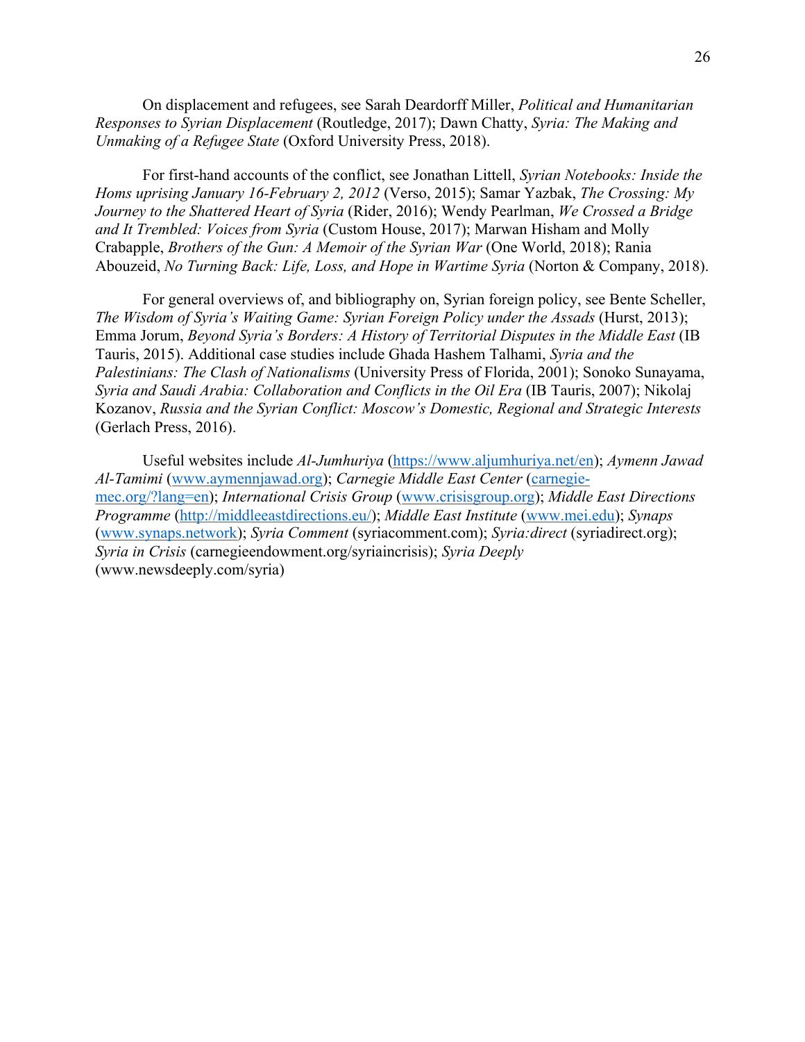On displacement and refugees, see Sarah Deardorff Miller, *Political and Humanitarian Responses to Syrian Displacement* (Routledge, 2017); Dawn Chatty, *Syria: The Making and Unmaking of a Refugee State* (Oxford University Press, 2018).

For first-hand accounts of the conflict, see Jonathan Littell, *Syrian Notebooks: Inside the Homs uprising January 16-February 2, 2012* (Verso, 2015); Samar Yazbak, *The Crossing: My Journey to the Shattered Heart of Syria* (Rider, 2016); Wendy Pearlman, *We Crossed a Bridge and It Trembled: Voices from Syria* (Custom House, 2017); Marwan Hisham and Molly Crabapple, *Brothers of the Gun: A Memoir of the Syrian War* (One World, 2018); Rania Abouzeid, *No Turning Back: Life, Loss, and Hope in Wartime Syria* (Norton & Company, 2018).

For general overviews of, and bibliography on, Syrian foreign policy, see Bente Scheller, *The Wisdom of Syria's Waiting Game: Syrian Foreign Policy under the Assads* (Hurst, 2013); Emma Jorum, *Beyond Syria's Borders: A History of Territorial Disputes in the Middle East* (IB Tauris, 2015). Additional case studies include Ghada Hashem Talhami, *Syria and the Palestinians: The Clash of Nationalisms* (University Press of Florida, 2001); Sonoko Sunayama, *Syria and Saudi Arabia: Collaboration and Conflicts in the Oil Era* (IB Tauris, 2007); Nikolaj Kozanov, *Russia and the Syrian Conflict: Moscow's Domestic, Regional and Strategic Interests* (Gerlach Press, 2016).

Useful websites include *Al-Jumhuriya* (https://www.aljumhuriya.net/en); *Aymenn Jawad Al-Tamimi* (www.aymennjawad.org); *Carnegie Middle East Center* (carnegie-mec.org/?lang=en); *International Crisis Group* (www.crisisgroup.org); *Middle East Directions Programme* (http://middleeastdirections.eu/); *Middle East Institute* (www.mei.edu); *Synaps* (www.synaps.network); *Syria Comment* (syriacomment.com); *Syria:direct* (syriadirect.org); *Syria in Crisis* (carnegieendowment.org/syriaincrisis); *Syria Deeply* (www.newsdeeply.com/syria)